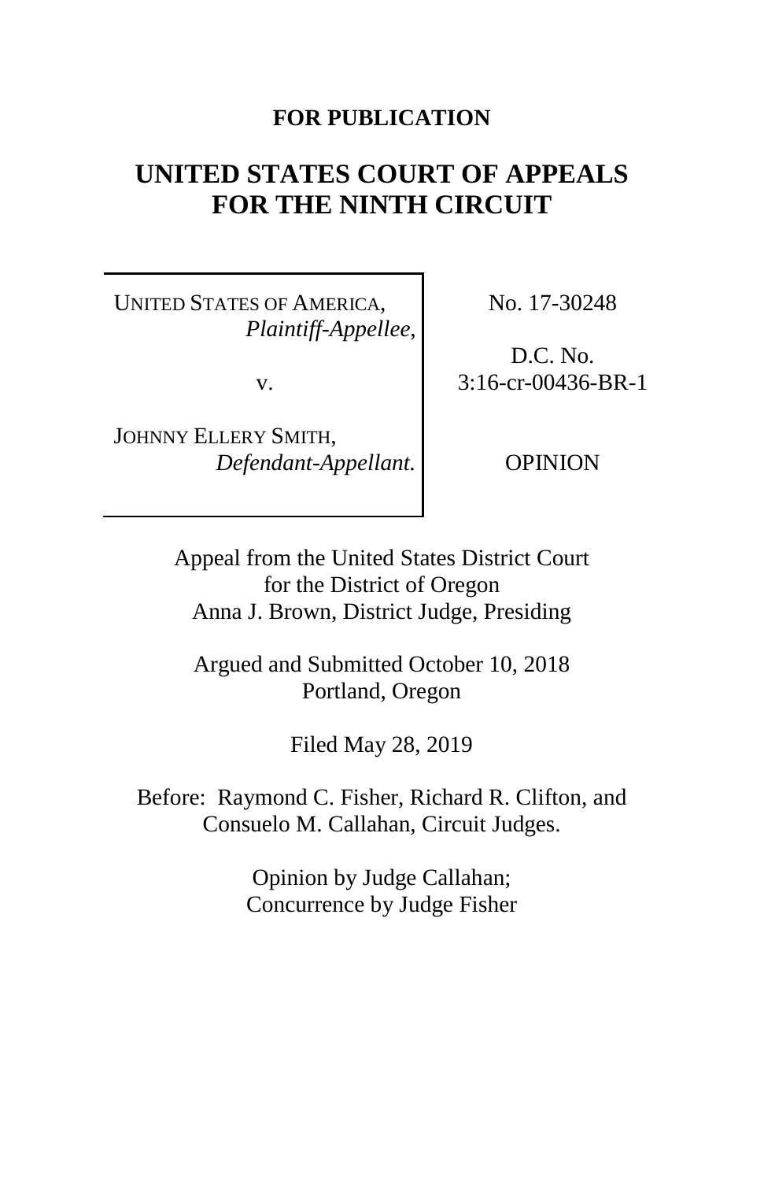**FOR PUBLICATION**

# UNITED STATES COURT OF APPEALS FOR THE NINTH CIRCUIT

| | |
|---|---|
| UNITED STATES OF AMERICA, *Plaintiff-Appellee*, | No. 17-30248 |
| v. | D.C. No. 3:16-cr-00436-BR-1 |
| JOHNNY ELLERY SMITH, *Defendant-Appellant.* | OPINION |

Appeal from the United States District Court for the District of Oregon
Anna J. Brown, District Judge, Presiding

Argued and Submitted October 10, 2018
Portland, Oregon

Filed May 28, 2019

Before: Raymond C. Fisher, Richard R. Clifton, and Consuelo M. Callahan, Circuit Judges.

Opinion by Judge Callahan;
Concurrence by Judge Fisher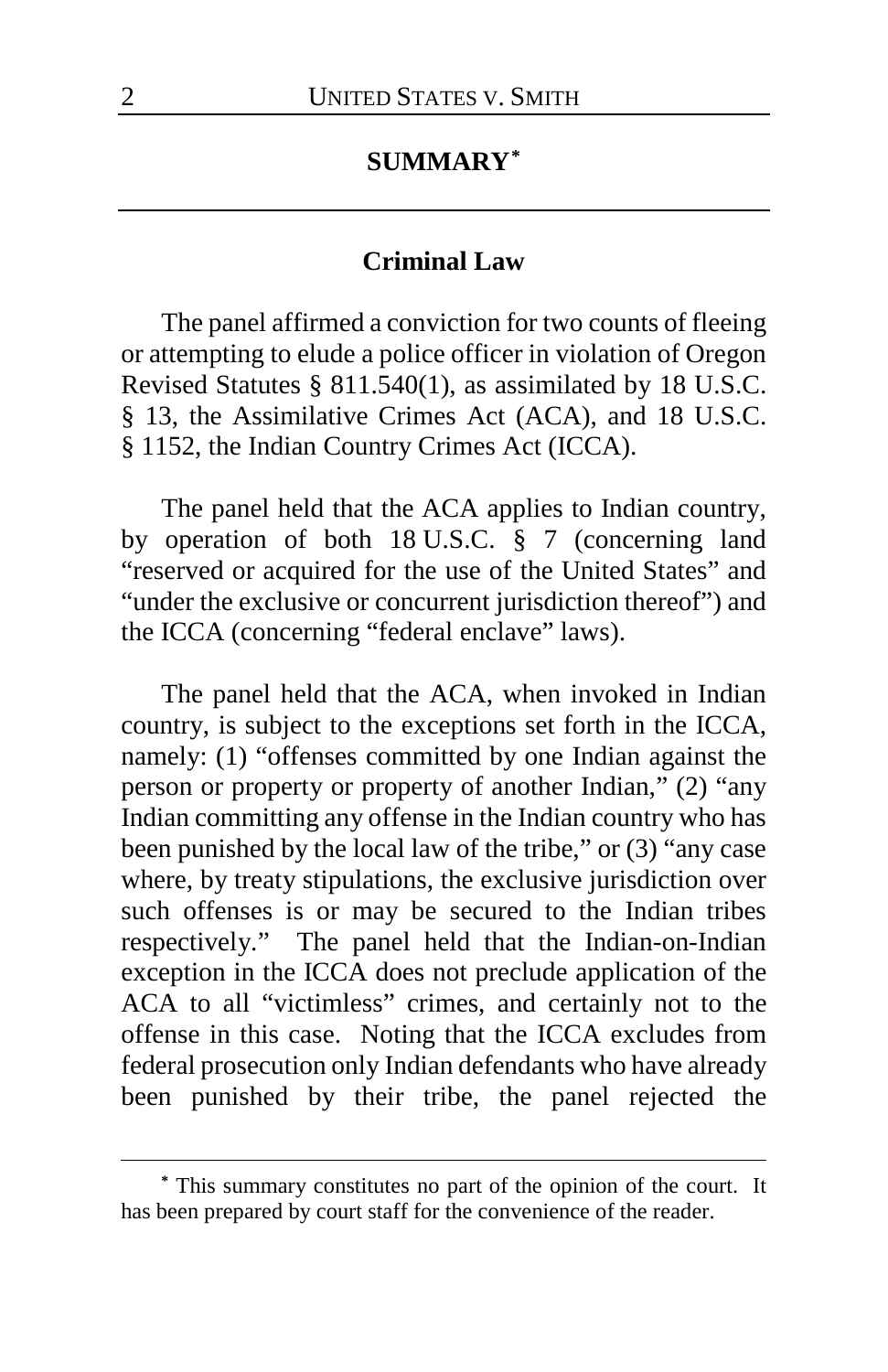## SUMMARY[*]

### Criminal Law

The panel affirmed a conviction for two counts of fleeing or attempting to elude a police officer in violation of Oregon Revised Statutes § 811.540(1), as assimilated by 18 U.S.C. § 13, the Assimilative Crimes Act (ACA), and 18 U.S.C. § 1152, the Indian Country Crimes Act (ICCA).

The panel held that the ACA applies to Indian country, by operation of both 18 U.S.C. § 7 (concerning land "reserved or acquired for the use of the United States" and "under the exclusive or concurrent jurisdiction thereof") and the ICCA (concerning "federal enclave" laws).

The panel held that the ACA, when invoked in Indian country, is subject to the exceptions set forth in the ICCA, namely: (1) "offenses committed by one Indian against the person or property or property of another Indian," (2) "any Indian committing any offense in the Indian country who has been punished by the local law of the tribe," or (3) "any case where, by treaty stipulations, the exclusive jurisdiction over such offenses is or may be secured to the Indian tribes respectively." The panel held that the Indian-on-Indian exception in the ICCA does not preclude application of the ACA to all "victimless" crimes, and certainly not to the offense in this case. Noting that the ICCA excludes from federal prosecution only Indian defendants who have already been punished by their tribe, the panel rejected the

[*] This summary constitutes no part of the opinion of the court. It has been prepared by court staff for the convenience of the reader.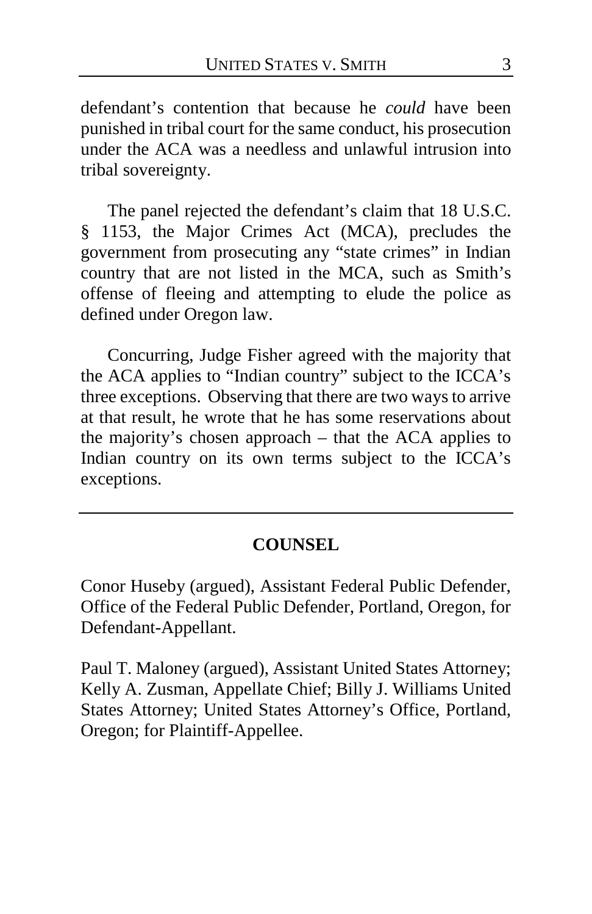defendant's contention that because he *could* have been punished in tribal court for the same conduct, his prosecution under the ACA was a needless and unlawful intrusion into tribal sovereignty.

The panel rejected the defendant's claim that 18 U.S.C. § 1153, the Major Crimes Act (MCA), precludes the government from prosecuting any "state crimes" in Indian country that are not listed in the MCA, such as Smith's offense of fleeing and attempting to elude the police as defined under Oregon law.

Concurring, Judge Fisher agreed with the majority that the ACA applies to "Indian country" subject to the ICCA's three exceptions. Observing that there are two ways to arrive at that result, he wrote that he has some reservations about the majority's chosen approach – that the ACA applies to Indian country on its own terms subject to the ICCA's exceptions.

---

## COUNSEL

Conor Huseby (argued), Assistant Federal Public Defender, Office of the Federal Public Defender, Portland, Oregon, for Defendant-Appellant.

Paul T. Maloney (argued), Assistant United States Attorney; Kelly A. Zusman, Appellate Chief; Billy J. Williams United States Attorney; United States Attorney's Office, Portland, Oregon; for Plaintiff-Appellee.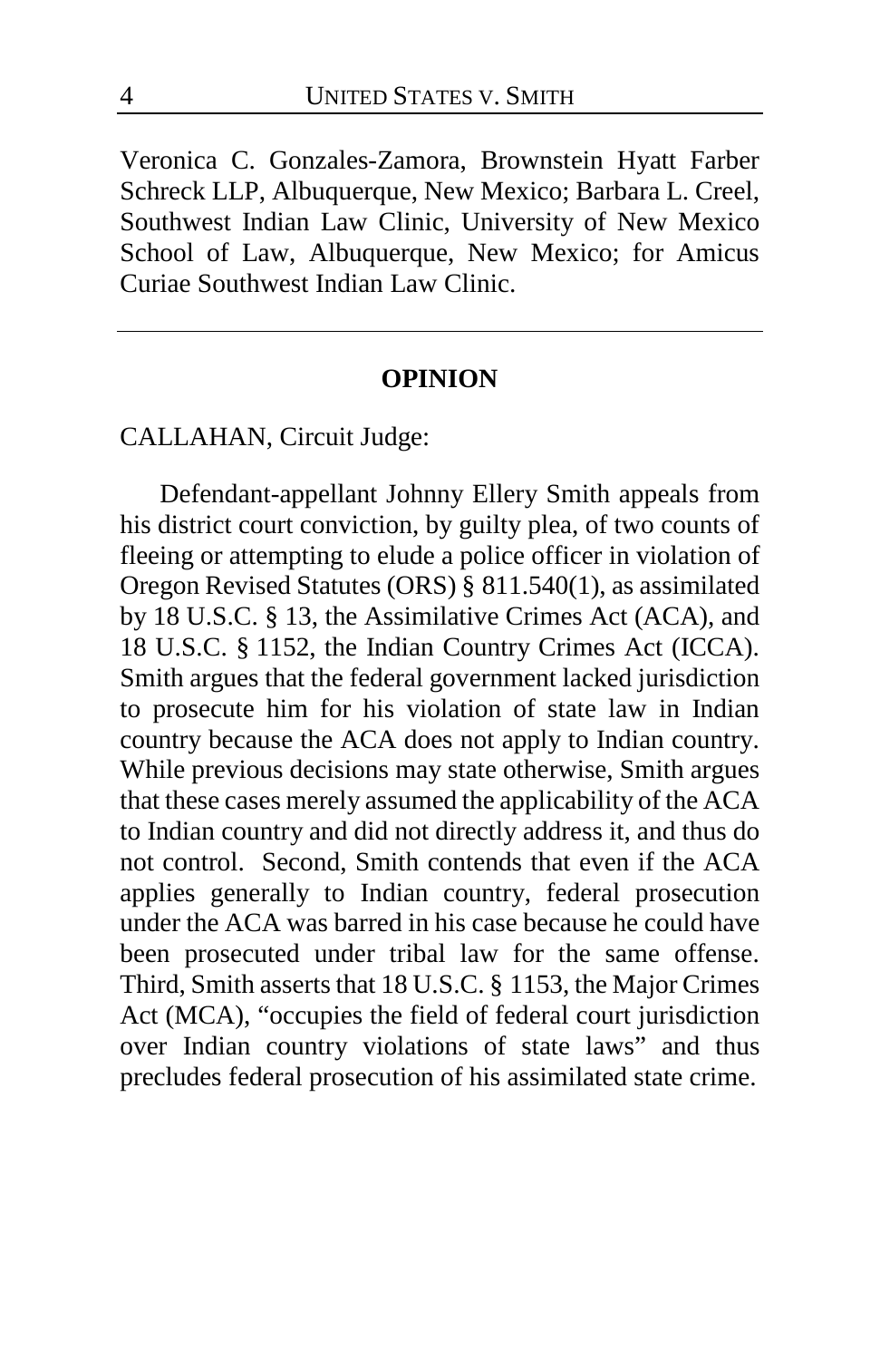Veronica C. Gonzales-Zamora, Brownstein Hyatt Farber Schreck LLP, Albuquerque, New Mexico; Barbara L. Creel, Southwest Indian Law Clinic, University of New Mexico School of Law, Albuquerque, New Mexico; for Amicus Curiae Southwest Indian Law Clinic.

---

## OPINION

CALLAHAN, Circuit Judge:

Defendant-appellant Johnny Ellery Smith appeals from his district court conviction, by guilty plea, of two counts of fleeing or attempting to elude a police officer in violation of Oregon Revised Statutes (ORS) § 811.540(1), as assimilated by 18 U.S.C. § 13, the Assimilative Crimes Act (ACA), and 18 U.S.C. § 1152, the Indian Country Crimes Act (ICCA). Smith argues that the federal government lacked jurisdiction to prosecute him for his violation of state law in Indian country because the ACA does not apply to Indian country. While previous decisions may state otherwise, Smith argues that these cases merely assumed the applicability of the ACA to Indian country and did not directly address it, and thus do not control. Second, Smith contends that even if the ACA applies generally to Indian country, federal prosecution under the ACA was barred in his case because he could have been prosecuted under tribal law for the same offense. Third, Smith asserts that 18 U.S.C. § 1153, the Major Crimes Act (MCA), "occupies the field of federal court jurisdiction over Indian country violations of state laws" and thus precludes federal prosecution of his assimilated state crime.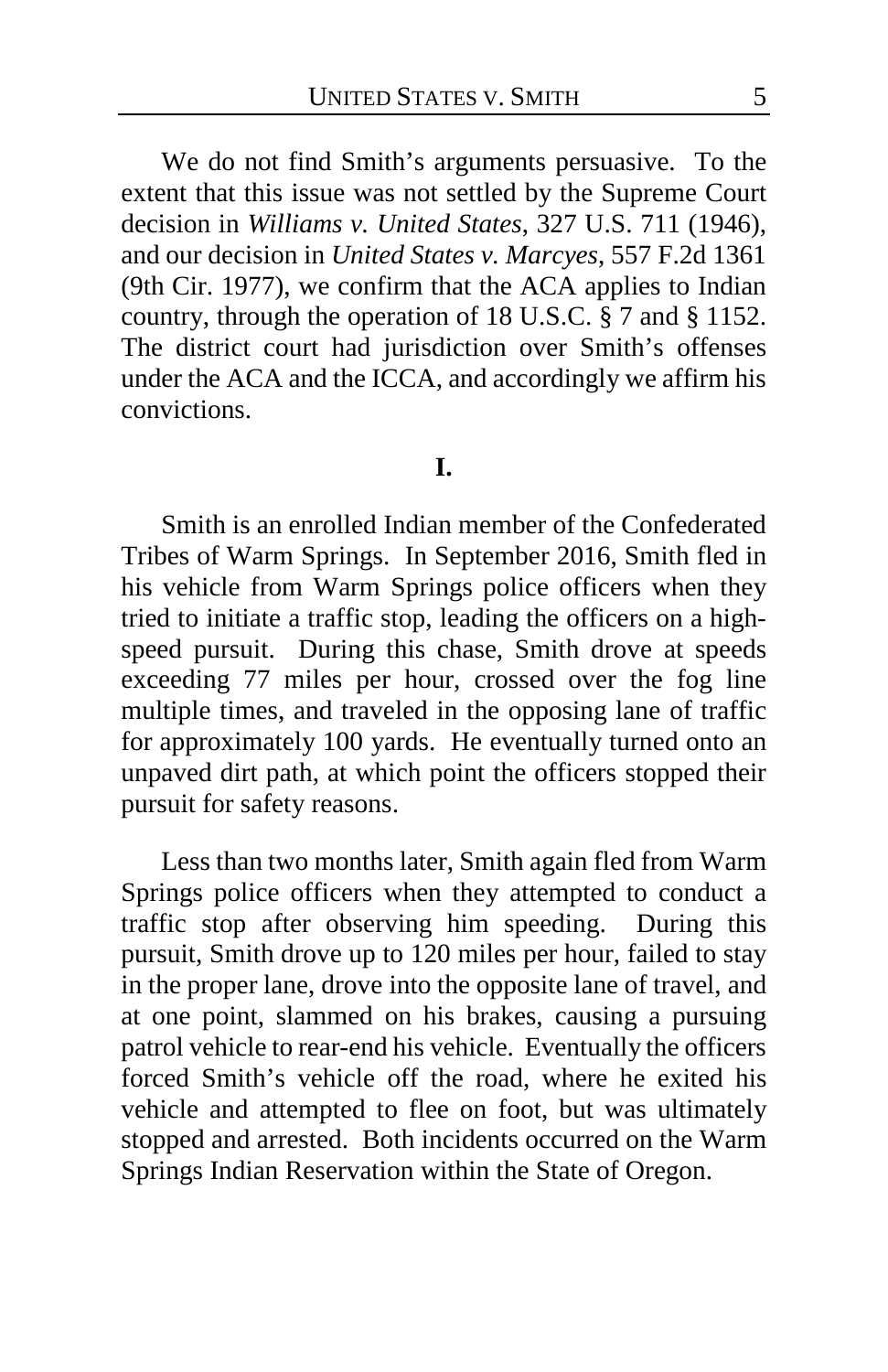We do not find Smith's arguments persuasive. To the extent that this issue was not settled by the Supreme Court decision in *Williams v. United States*, 327 U.S. 711 (1946), and our decision in *United States v. Marcyes*, 557 F.2d 1361 (9th Cir. 1977), we confirm that the ACA applies to Indian country, through the operation of 18 U.S.C. § 7 and § 1152. The district court had jurisdiction over Smith's offenses under the ACA and the ICCA, and accordingly we affirm his convictions.

## I.

Smith is an enrolled Indian member of the Confederated Tribes of Warm Springs. In September 2016, Smith fled in his vehicle from Warm Springs police officers when they tried to initiate a traffic stop, leading the officers on a high-speed pursuit. During this chase, Smith drove at speeds exceeding 77 miles per hour, crossed over the fog line multiple times, and traveled in the opposing lane of traffic for approximately 100 yards. He eventually turned onto an unpaved dirt path, at which point the officers stopped their pursuit for safety reasons.

Less than two months later, Smith again fled from Warm Springs police officers when they attempted to conduct a traffic stop after observing him speeding. During this pursuit, Smith drove up to 120 miles per hour, failed to stay in the proper lane, drove into the opposite lane of travel, and at one point, slammed on his brakes, causing a pursuing patrol vehicle to rear-end his vehicle. Eventually the officers forced Smith's vehicle off the road, where he exited his vehicle and attempted to flee on foot, but was ultimately stopped and arrested. Both incidents occurred on the Warm Springs Indian Reservation within the State of Oregon.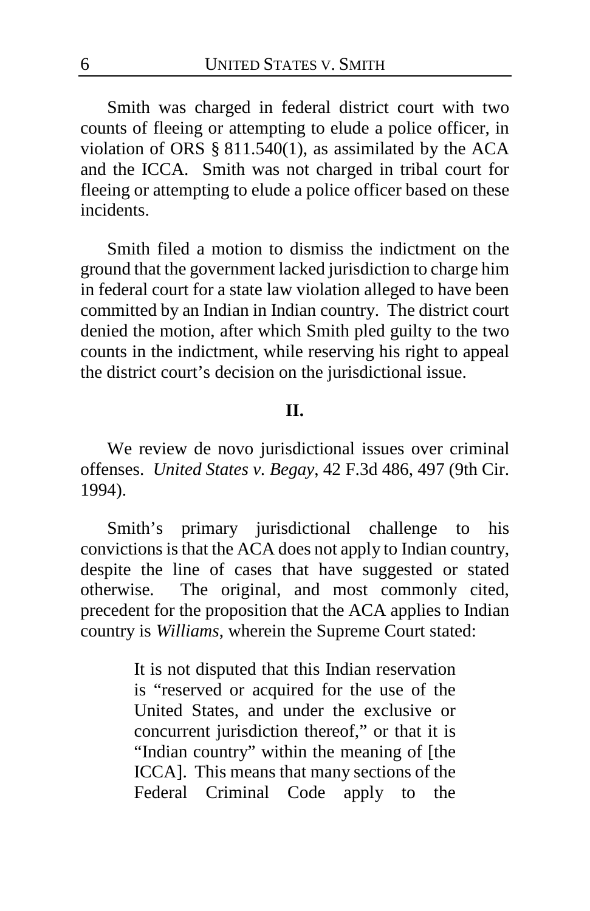Smith was charged in federal district court with two counts of fleeing or attempting to elude a police officer, in violation of ORS § 811.540(1), as assimilated by the ACA and the ICCA. Smith was not charged in tribal court for fleeing or attempting to elude a police officer based on these incidents.

Smith filed a motion to dismiss the indictment on the ground that the government lacked jurisdiction to charge him in federal court for a state law violation alleged to have been committed by an Indian in Indian country. The district court denied the motion, after which Smith pled guilty to the two counts in the indictment, while reserving his right to appeal the district court's decision on the jurisdictional issue.

## II.

We review de novo jurisdictional issues over criminal offenses. *United States v. Begay*, 42 F.3d 486, 497 (9th Cir. 1994).

Smith's primary jurisdictional challenge to his convictions is that the ACA does not apply to Indian country, despite the line of cases that have suggested or stated otherwise. The original, and most commonly cited, precedent for the proposition that the ACA applies to Indian country is *Williams*, wherein the Supreme Court stated:

> It is not disputed that this Indian reservation is "reserved or acquired for the use of the United States, and under the exclusive or concurrent jurisdiction thereof," or that it is "Indian country" within the meaning of [the ICCA]. This means that many sections of the Federal Criminal Code apply to the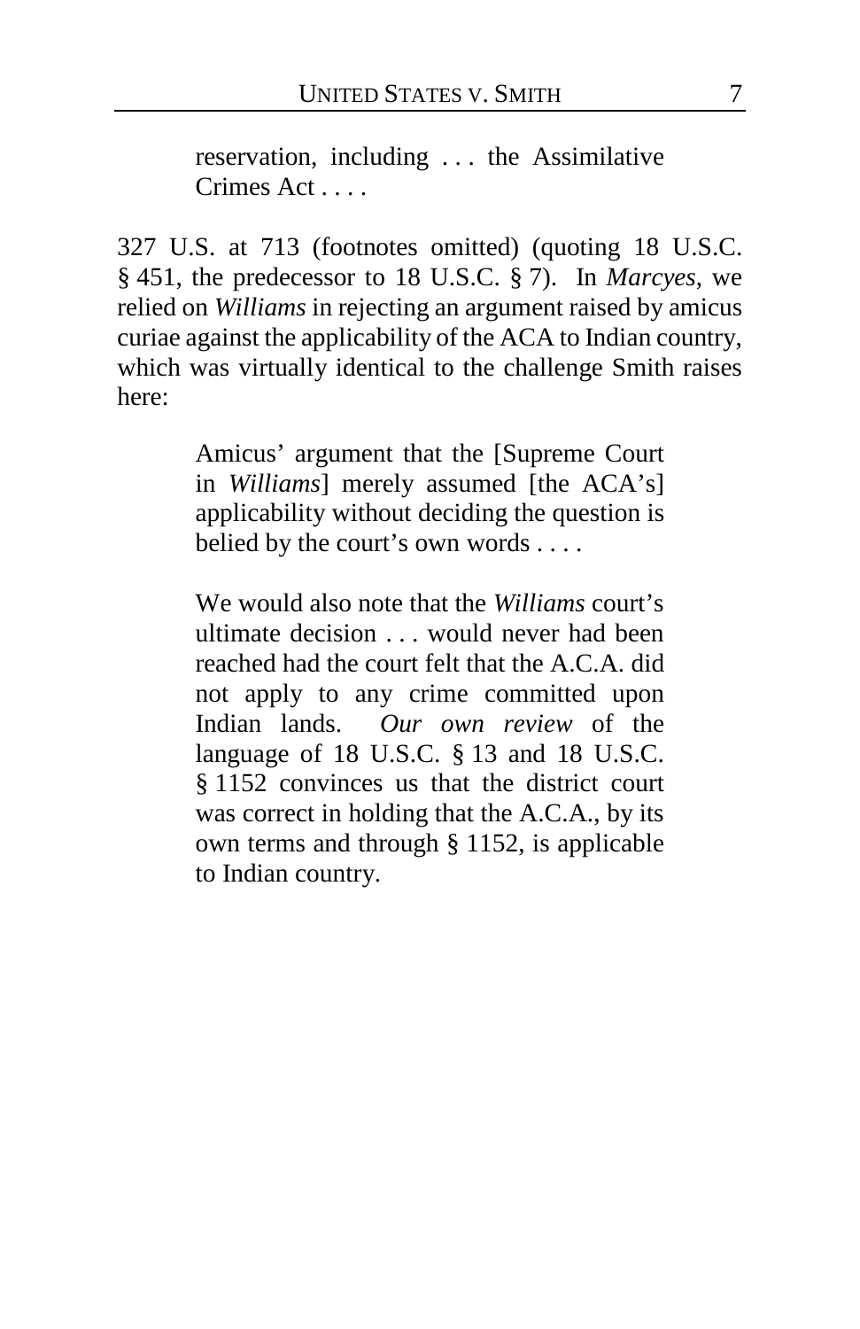> reservation, including . . . the Assimilative Crimes Act . . . .

327 U.S. at 713 (footnotes omitted) (quoting 18 U.S.C. § 451, the predecessor to 18 U.S.C. § 7). In *Marcyes*, we relied on *Williams* in rejecting an argument raised by amicus curiae against the applicability of the ACA to Indian country, which was virtually identical to the challenge Smith raises here:

> Amicus' argument that the [Supreme Court in *Williams*] merely assumed [the ACA's] applicability without deciding the question is belied by the court's own words . . . .
>
> We would also note that the *Williams* court's ultimate decision . . . would never had been reached had the court felt that the A.C.A. did not apply to any crime committed upon Indian lands. *Our own review* of the language of 18 U.S.C. § 13 and 18 U.S.C. § 1152 convinces us that the district court was correct in holding that the A.C.A., by its own terms and through § 1152, is applicable to Indian country.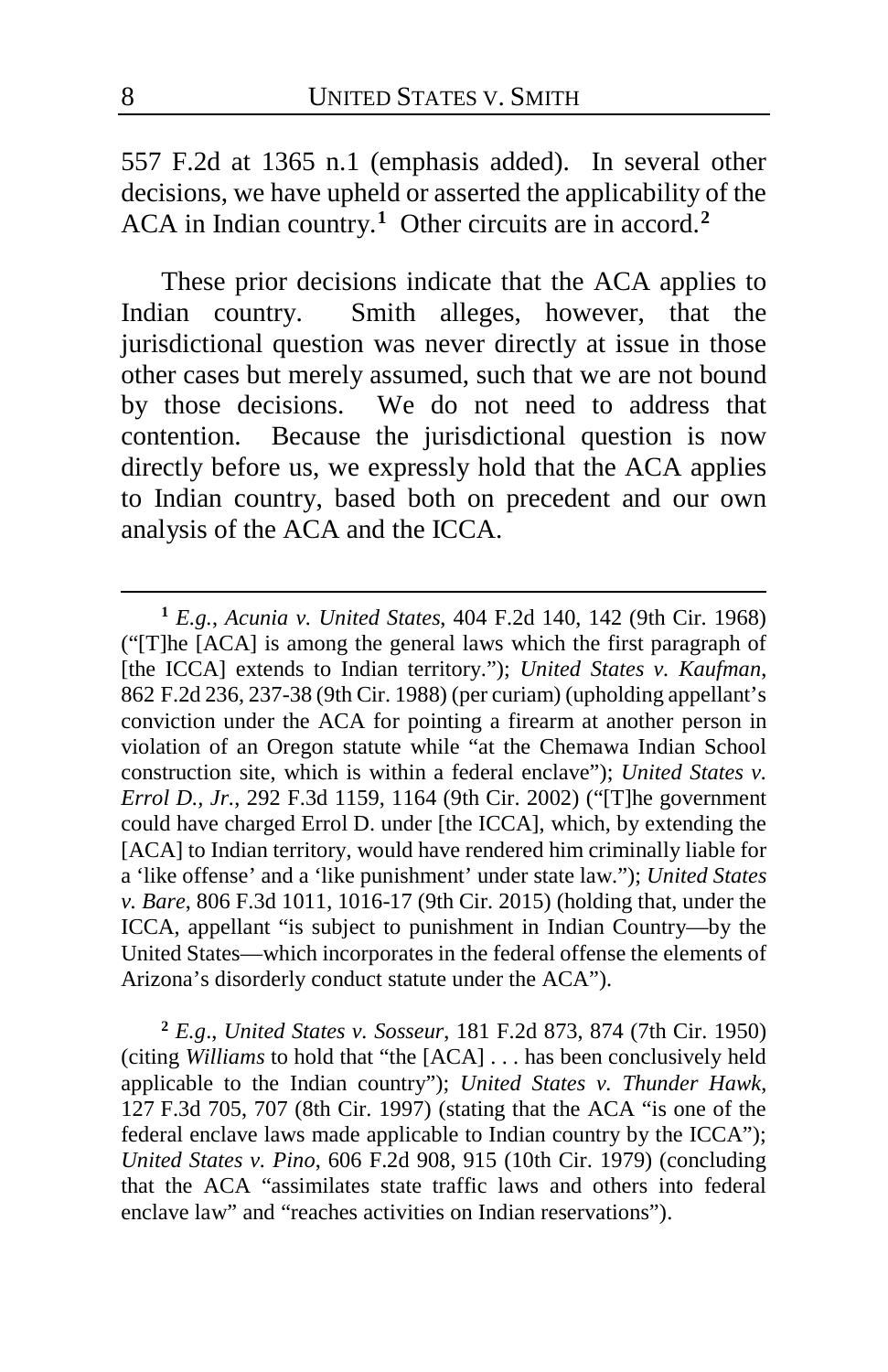557 F.2d at 1365 n.1 (emphasis added). In several other decisions, we have upheld or asserted the applicability of the ACA in Indian country.[1] Other circuits are in accord.[2]

These prior decisions indicate that the ACA applies to Indian country. Smith alleges, however, that the jurisdictional question was never directly at issue in those other cases but merely assumed, such that we are not bound by those decisions. We do not need to address that contention. Because the jurisdictional question is now directly before us, we expressly hold that the ACA applies to Indian country, based both on precedent and our own analysis of the ACA and the ICCA.

---

[1] *E.g.*, *Acunia v. United States*, 404 F.2d 140, 142 (9th Cir. 1968) ("[T]he [ACA] is among the general laws which the first paragraph of [the ICCA] extends to Indian territory."); *United States v. Kaufman*, 862 F.2d 236, 237-38 (9th Cir. 1988) (per curiam) (upholding appellant's conviction under the ACA for pointing a firearm at another person in violation of an Oregon statute while "at the Chemawa Indian School construction site, which is within a federal enclave"); *United States v. Errol D., Jr.*, 292 F.3d 1159, 1164 (9th Cir. 2002) ("[T]he government could have charged Errol D. under [the ICCA], which, by extending the [ACA] to Indian territory, would have rendered him criminally liable for a 'like offense' and a 'like punishment' under state law."); *United States v. Bare*, 806 F.3d 1011, 1016-17 (9th Cir. 2015) (holding that, under the ICCA, appellant "is subject to punishment in Indian Country—by the United States—which incorporates in the federal offense the elements of Arizona's disorderly conduct statute under the ACA").

[2] *E.g.*, *United States v. Sosseur*, 181 F.2d 873, 874 (7th Cir. 1950) (citing *Williams* to hold that "the [ACA] . . . has been conclusively held applicable to the Indian country"); *United States v. Thunder Hawk*, 127 F.3d 705, 707 (8th Cir. 1997) (stating that the ACA "is one of the federal enclave laws made applicable to Indian country by the ICCA"); *United States v. Pino*, 606 F.2d 908, 915 (10th Cir. 1979) (concluding that the ACA "assimilates state traffic laws and others into federal enclave law" and "reaches activities on Indian reservations").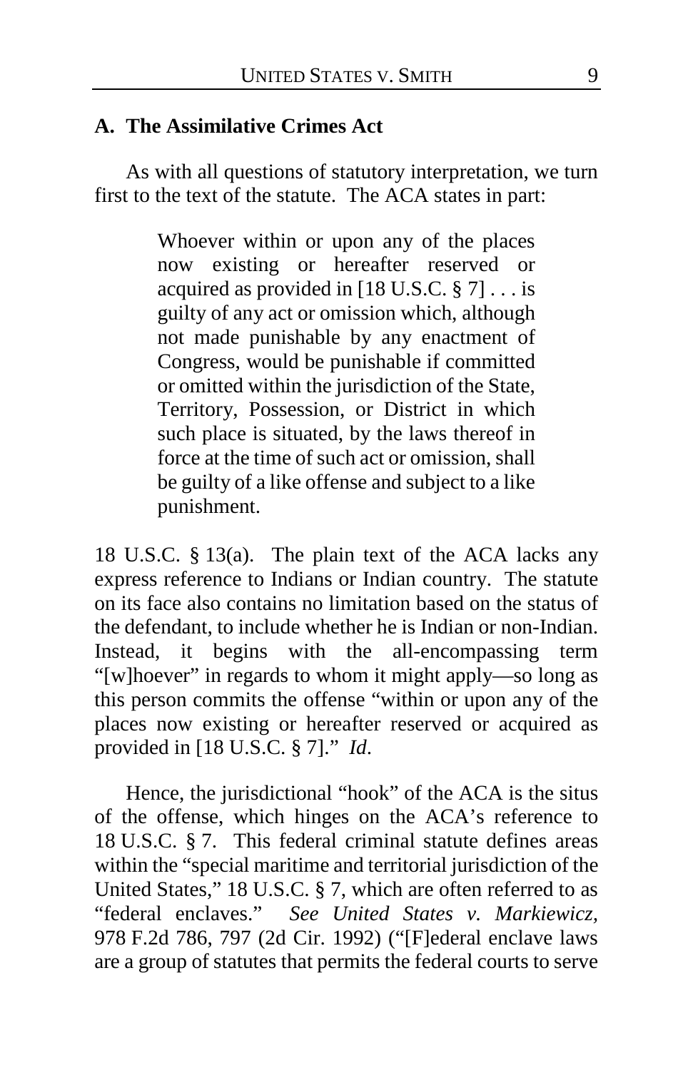### A. The Assimilative Crimes Act

As with all questions of statutory interpretation, we turn first to the text of the statute. The ACA states in part:

> Whoever within or upon any of the places now existing or hereafter reserved or acquired as provided in [18 U.S.C. § 7] . . . is guilty of any act or omission which, although not made punishable by any enactment of Congress, would be punishable if committed or omitted within the jurisdiction of the State, Territory, Possession, or District in which such place is situated, by the laws thereof in force at the time of such act or omission, shall be guilty of a like offense and subject to a like punishment.

18 U.S.C. § 13(a). The plain text of the ACA lacks any express reference to Indians or Indian country. The statute on its face also contains no limitation based on the status of the defendant, to include whether he is Indian or non-Indian. Instead, it begins with the all-encompassing term "[w]hoever" in regards to whom it might apply—so long as this person commits the offense "within or upon any of the places now existing or hereafter reserved or acquired as provided in [18 U.S.C. § 7]." *Id*.

Hence, the jurisdictional "hook" of the ACA is the situs of the offense, which hinges on the ACA's reference to 18 U.S.C. § 7. This federal criminal statute defines areas within the "special maritime and territorial jurisdiction of the United States," 18 U.S.C. § 7, which are often referred to as "federal enclaves." *See United States v. Markiewicz*, 978 F.2d 786, 797 (2d Cir. 1992) ("[F]ederal enclave laws are a group of statutes that permits the federal courts to serve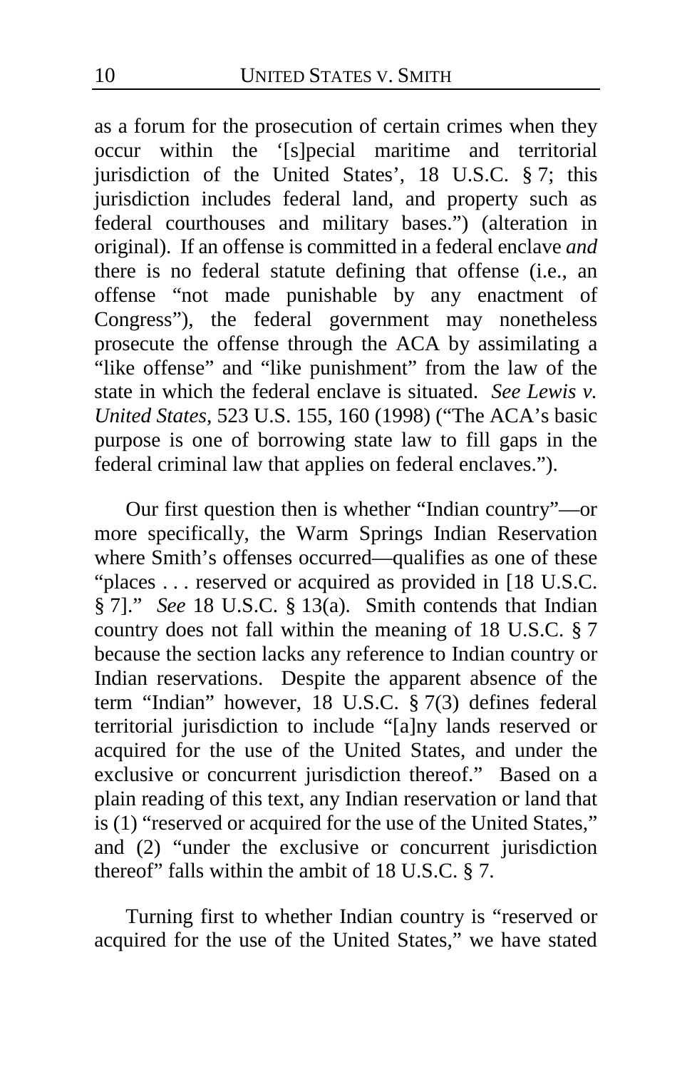as a forum for the prosecution of certain crimes when they occur within the '[s]pecial maritime and territorial jurisdiction of the United States', 18 U.S.C. § 7; this jurisdiction includes federal land, and property such as federal courthouses and military bases.") (alteration in original). If an offense is committed in a federal enclave *and* there is no federal statute defining that offense (i.e., an offense "not made punishable by any enactment of Congress"), the federal government may nonetheless prosecute the offense through the ACA by assimilating a "like offense" and "like punishment" from the law of the state in which the federal enclave is situated. *See Lewis v. United States*, 523 U.S. 155, 160 (1998) ("The ACA's basic purpose is one of borrowing state law to fill gaps in the federal criminal law that applies on federal enclaves.").

Our first question then is whether "Indian country"—or more specifically, the Warm Springs Indian Reservation where Smith's offenses occurred—qualifies as one of these "places . . . reserved or acquired as provided in [18 U.S.C. § 7]." *See* 18 U.S.C. § 13(a). Smith contends that Indian country does not fall within the meaning of 18 U.S.C. § 7 because the section lacks any reference to Indian country or Indian reservations. Despite the apparent absence of the term "Indian" however, 18 U.S.C. § 7(3) defines federal territorial jurisdiction to include "[a]ny lands reserved or acquired for the use of the United States, and under the exclusive or concurrent jurisdiction thereof." Based on a plain reading of this text, any Indian reservation or land that is (1) "reserved or acquired for the use of the United States," and (2) "under the exclusive or concurrent jurisdiction thereof" falls within the ambit of 18 U.S.C. § 7.

Turning first to whether Indian country is "reserved or acquired for the use of the United States," we have stated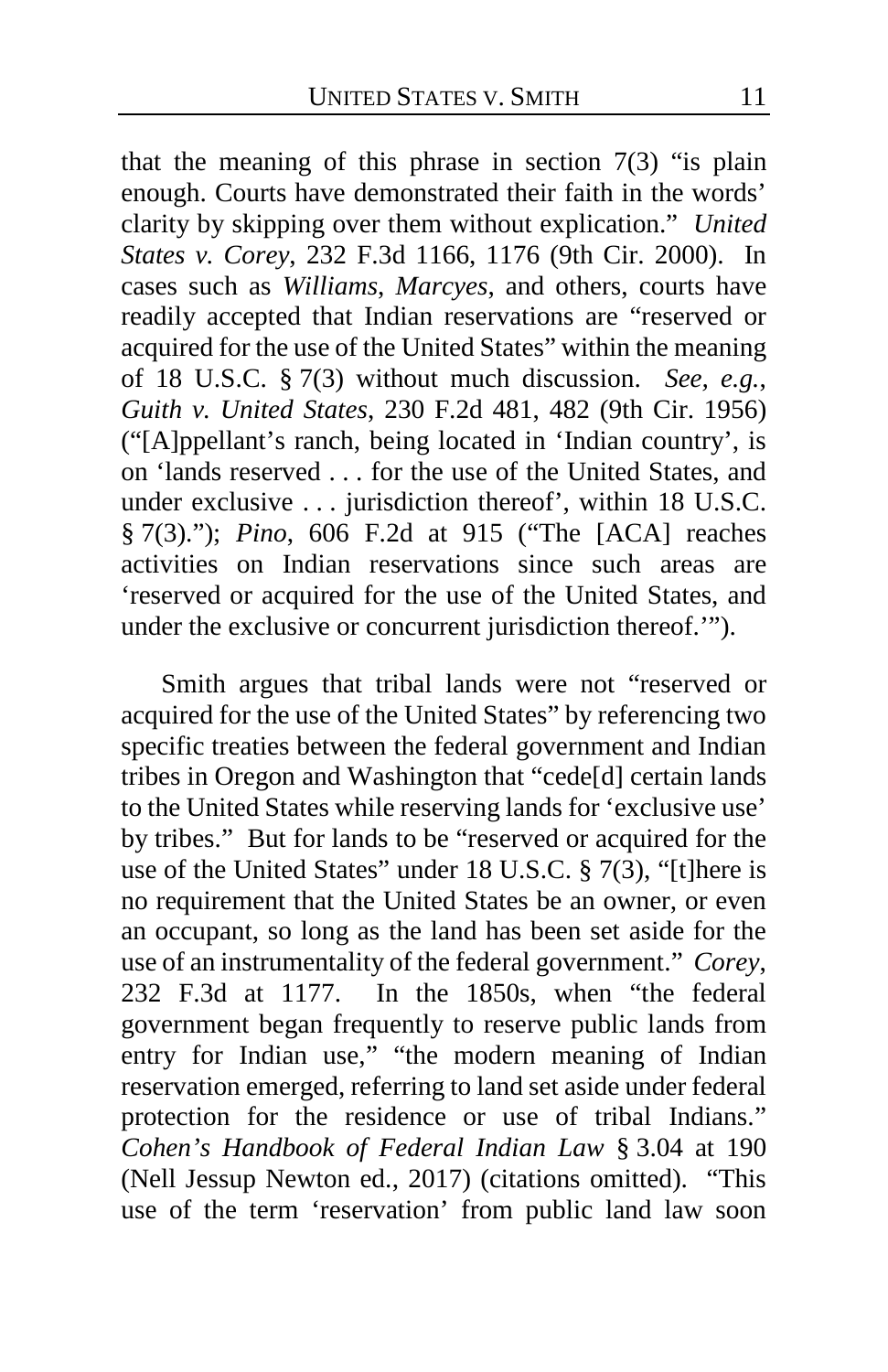that the meaning of this phrase in section 7(3) "is plain enough. Courts have demonstrated their faith in the words' clarity by skipping over them without explication." *United States v. Corey*, 232 F.3d 1166, 1176 (9th Cir. 2000). In cases such as *Williams*, *Marcyes*, and others, courts have readily accepted that Indian reservations are "reserved or acquired for the use of the United States" within the meaning of 18 U.S.C. § 7(3) without much discussion. *See, e.g.*, *Guith v. United States*, 230 F.2d 481, 482 (9th Cir. 1956) ("[A]ppellant's ranch, being located in 'Indian country', is on 'lands reserved . . . for the use of the United States, and under exclusive . . . jurisdiction thereof', within 18 U.S.C. § 7(3)."); *Pino*, 606 F.2d at 915 ("The [ACA] reaches activities on Indian reservations since such areas are 'reserved or acquired for the use of the United States, and under the exclusive or concurrent jurisdiction thereof.'").

Smith argues that tribal lands were not "reserved or acquired for the use of the United States" by referencing two specific treaties between the federal government and Indian tribes in Oregon and Washington that "cede[d] certain lands to the United States while reserving lands for 'exclusive use' by tribes." But for lands to be "reserved or acquired for the use of the United States" under 18 U.S.C. § 7(3), "[t]here is no requirement that the United States be an owner, or even an occupant, so long as the land has been set aside for the use of an instrumentality of the federal government." *Corey*, 232 F.3d at 1177. In the 1850s, when "the federal government began frequently to reserve public lands from entry for Indian use," "the modern meaning of Indian reservation emerged, referring to land set aside under federal protection for the residence or use of tribal Indians." *Cohen's Handbook of Federal Indian Law* § 3.04 at 190 (Nell Jessup Newton ed., 2017) (citations omitted). "This use of the term 'reservation' from public land law soon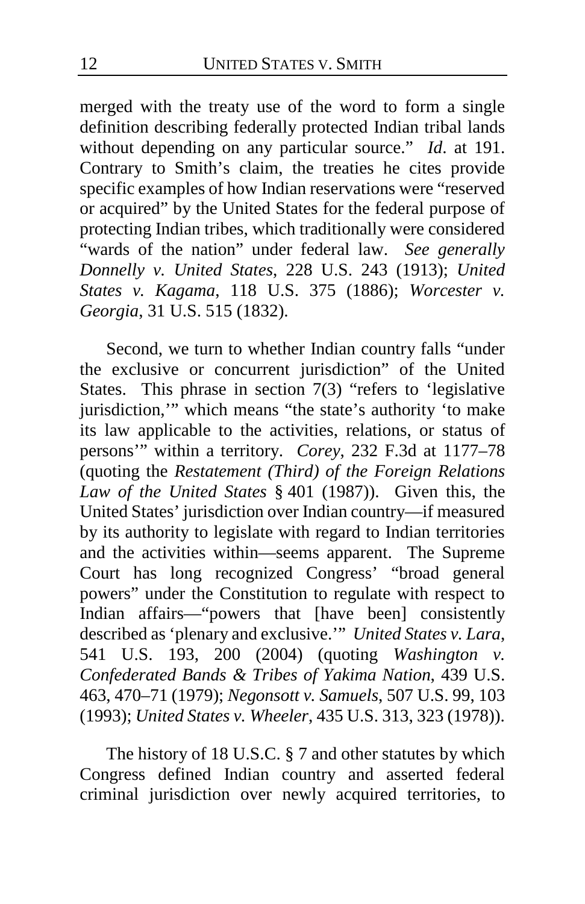merged with the treaty use of the word to form a single definition describing federally protected Indian tribal lands without depending on any particular source." *Id*. at 191. Contrary to Smith's claim, the treaties he cites provide specific examples of how Indian reservations were "reserved or acquired" by the United States for the federal purpose of protecting Indian tribes, which traditionally were considered "wards of the nation" under federal law. *See generally Donnelly v. United States*, 228 U.S. 243 (1913); *United States v. Kagama*, 118 U.S. 375 (1886); *Worcester v. Georgia*, 31 U.S. 515 (1832).

Second, we turn to whether Indian country falls "under the exclusive or concurrent jurisdiction" of the United States. This phrase in section 7(3) "refers to 'legislative jurisdiction,'" which means "the state's authority 'to make its law applicable to the activities, relations, or status of persons'" within a territory. *Corey*, 232 F.3d at 1177–78 (quoting the *Restatement (Third) of the Foreign Relations Law of the United States* § 401 (1987)). Given this, the United States' jurisdiction over Indian country—if measured by its authority to legislate with regard to Indian territories and the activities within—seems apparent. The Supreme Court has long recognized Congress' "broad general powers" under the Constitution to regulate with respect to Indian affairs—"powers that [have been] consistently described as 'plenary and exclusive.'" *United States v. Lara*, 541 U.S. 193, 200 (2004) (quoting *Washington v. Confederated Bands & Tribes of Yakima Nation*, 439 U.S. 463, 470–71 (1979); *Negonsott v. Samuels*, 507 U.S. 99, 103 (1993); *United States v. Wheeler*, 435 U.S. 313, 323 (1978)).

The history of 18 U.S.C. § 7 and other statutes by which Congress defined Indian country and asserted federal criminal jurisdiction over newly acquired territories, to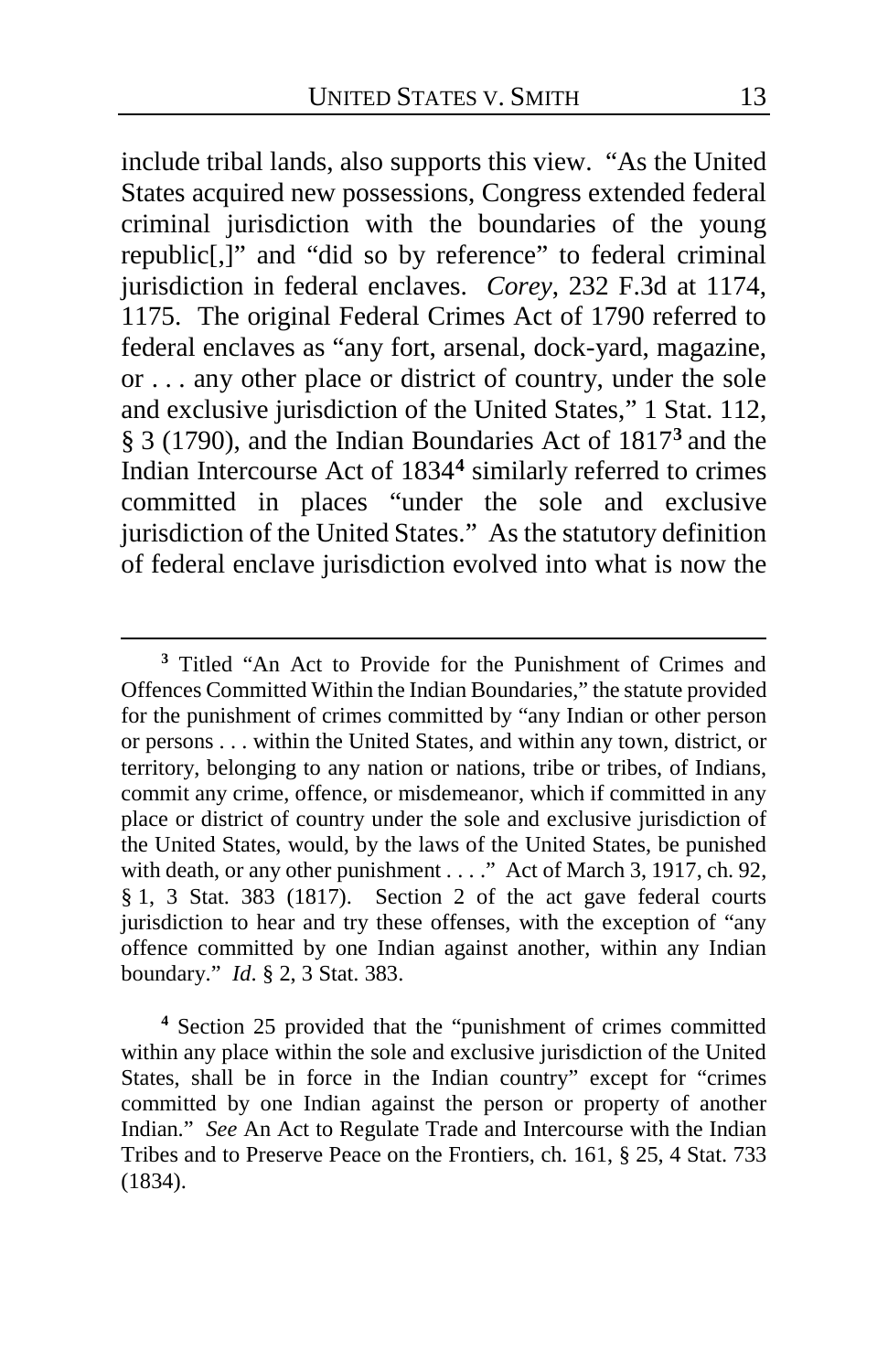include tribal lands, also supports this view. "As the United States acquired new possessions, Congress extended federal criminal jurisdiction with the boundaries of the young republic[,]" and "did so by reference" to federal criminal jurisdiction in federal enclaves. *Corey*, 232 F.3d at 1174, 1175. The original Federal Crimes Act of 1790 referred to federal enclaves as "any fort, arsenal, dock-yard, magazine, or . . . any other place or district of country, under the sole and exclusive jurisdiction of the United States," 1 Stat. 112, § 3 (1790), and the Indian Boundaries Act of 1817[3] and the Indian Intercourse Act of 1834[4] similarly referred to crimes committed in places "under the sole and exclusive jurisdiction of the United States." As the statutory definition of federal enclave jurisdiction evolved into what is now the

---

[3] Titled "An Act to Provide for the Punishment of Crimes and Offences Committed Within the Indian Boundaries," the statute provided for the punishment of crimes committed by "any Indian or other person or persons . . . within the United States, and within any town, district, or territory, belonging to any nation or nations, tribe or tribes, of Indians, commit any crime, offence, or misdemeanor, which if committed in any place or district of country under the sole and exclusive jurisdiction of the United States, would, by the laws of the United States, be punished with death, or any other punishment . . . ." Act of March 3, 1917, ch. 92, § 1, 3 Stat. 383 (1817). Section 2 of the act gave federal courts jurisdiction to hear and try these offenses, with the exception of "any offence committed by one Indian against another, within any Indian boundary." *Id*. § 2, 3 Stat. 383.

[4] Section 25 provided that the "punishment of crimes committed within any place within the sole and exclusive jurisdiction of the United States, shall be in force in the Indian country" except for "crimes committed by one Indian against the person or property of another Indian." *See* An Act to Regulate Trade and Intercourse with the Indian Tribes and to Preserve Peace on the Frontiers, ch. 161, § 25, 4 Stat. 733 (1834).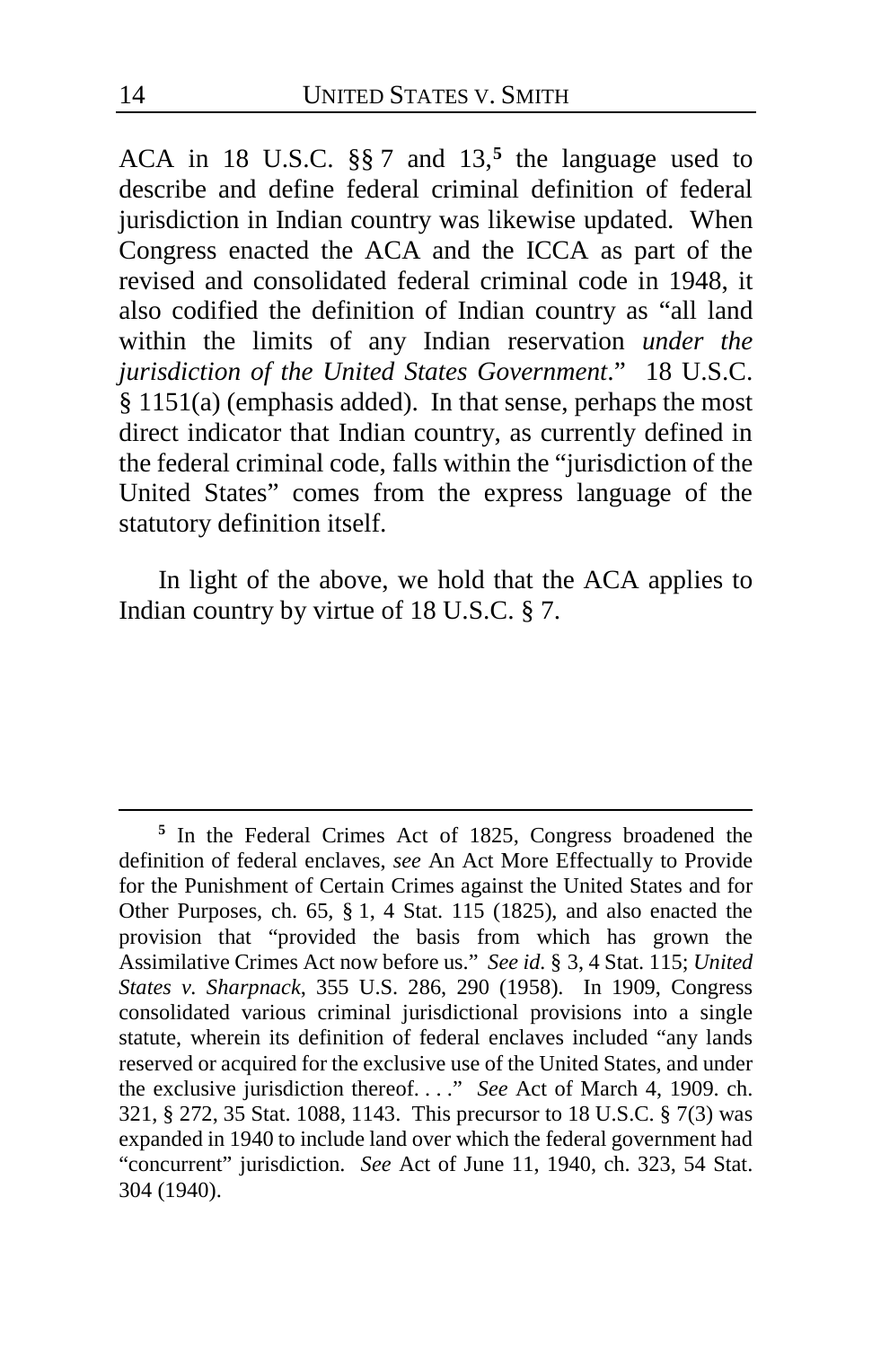ACA in 18 U.S.C. §§ 7 and 13,[5] the language used to describe and define federal criminal definition of federal jurisdiction in Indian country was likewise updated. When Congress enacted the ACA and the ICCA as part of the revised and consolidated federal criminal code in 1948, it also codified the definition of Indian country as "all land within the limits of any Indian reservation *under the jurisdiction of the United States Government*." 18 U.S.C. § 1151(a) (emphasis added). In that sense, perhaps the most direct indicator that Indian country, as currently defined in the federal criminal code, falls within the "jurisdiction of the United States" comes from the express language of the statutory definition itself.

In light of the above, we hold that the ACA applies to Indian country by virtue of 18 U.S.C. § 7.

---

[5] In the Federal Crimes Act of 1825, Congress broadened the definition of federal enclaves, *see* An Act More Effectually to Provide for the Punishment of Certain Crimes against the United States and for Other Purposes, ch. 65, § 1, 4 Stat. 115 (1825), and also enacted the provision that "provided the basis from which has grown the Assimilative Crimes Act now before us." *See id.* § 3, 4 Stat. 115; *United States v. Sharpnack*, 355 U.S. 286, 290 (1958). In 1909, Congress consolidated various criminal jurisdictional provisions into a single statute, wherein its definition of federal enclaves included "any lands reserved or acquired for the exclusive use of the United States, and under the exclusive jurisdiction thereof. . . ." *See* Act of March 4, 1909. ch. 321, § 272, 35 Stat. 1088, 1143. This precursor to 18 U.S.C. § 7(3) was expanded in 1940 to include land over which the federal government had "concurrent" jurisdiction. *See* Act of June 11, 1940, ch. 323, 54 Stat. 304 (1940).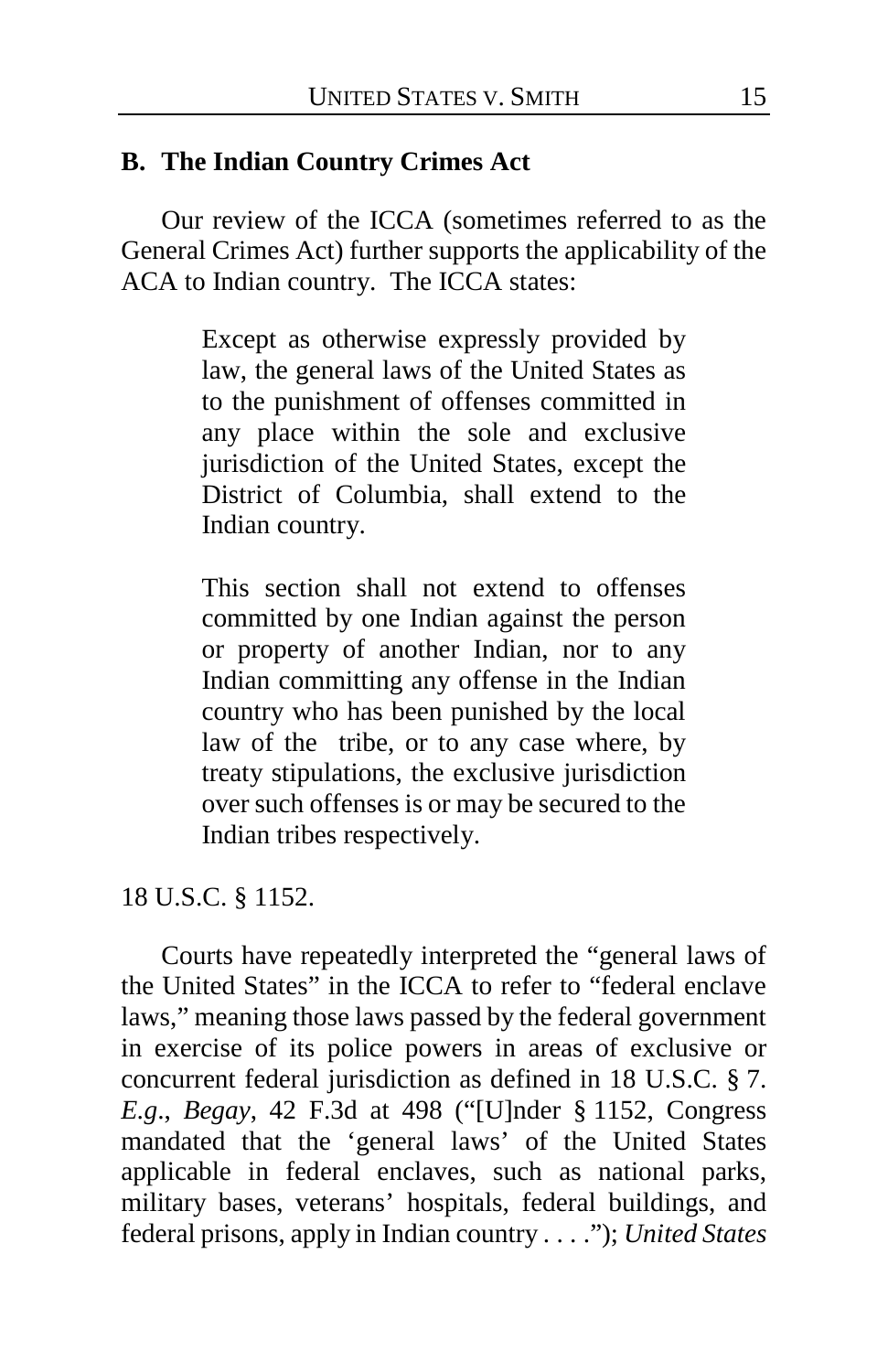## B. The Indian Country Crimes Act

Our review of the ICCA (sometimes referred to as the General Crimes Act) further supports the applicability of the ACA to Indian country. The ICCA states:

> Except as otherwise expressly provided by law, the general laws of the United States as to the punishment of offenses committed in any place within the sole and exclusive jurisdiction of the United States, except the District of Columbia, shall extend to the Indian country.
>
> This section shall not extend to offenses committed by one Indian against the person or property of another Indian, nor to any Indian committing any offense in the Indian country who has been punished by the local law of the tribe, or to any case where, by treaty stipulations, the exclusive jurisdiction over such offenses is or may be secured to the Indian tribes respectively.

18 U.S.C. § 1152.

Courts have repeatedly interpreted the "general laws of the United States" in the ICCA to refer to "federal enclave laws," meaning those laws passed by the federal government in exercise of its police powers in areas of exclusive or concurrent federal jurisdiction as defined in 18 U.S.C. § 7. *E.g.*, *Begay*, 42 F.3d at 498 ("[U]nder § 1152, Congress mandated that the 'general laws' of the United States applicable in federal enclaves, such as national parks, military bases, veterans' hospitals, federal buildings, and federal prisons, apply in Indian country . . . ."); *United States*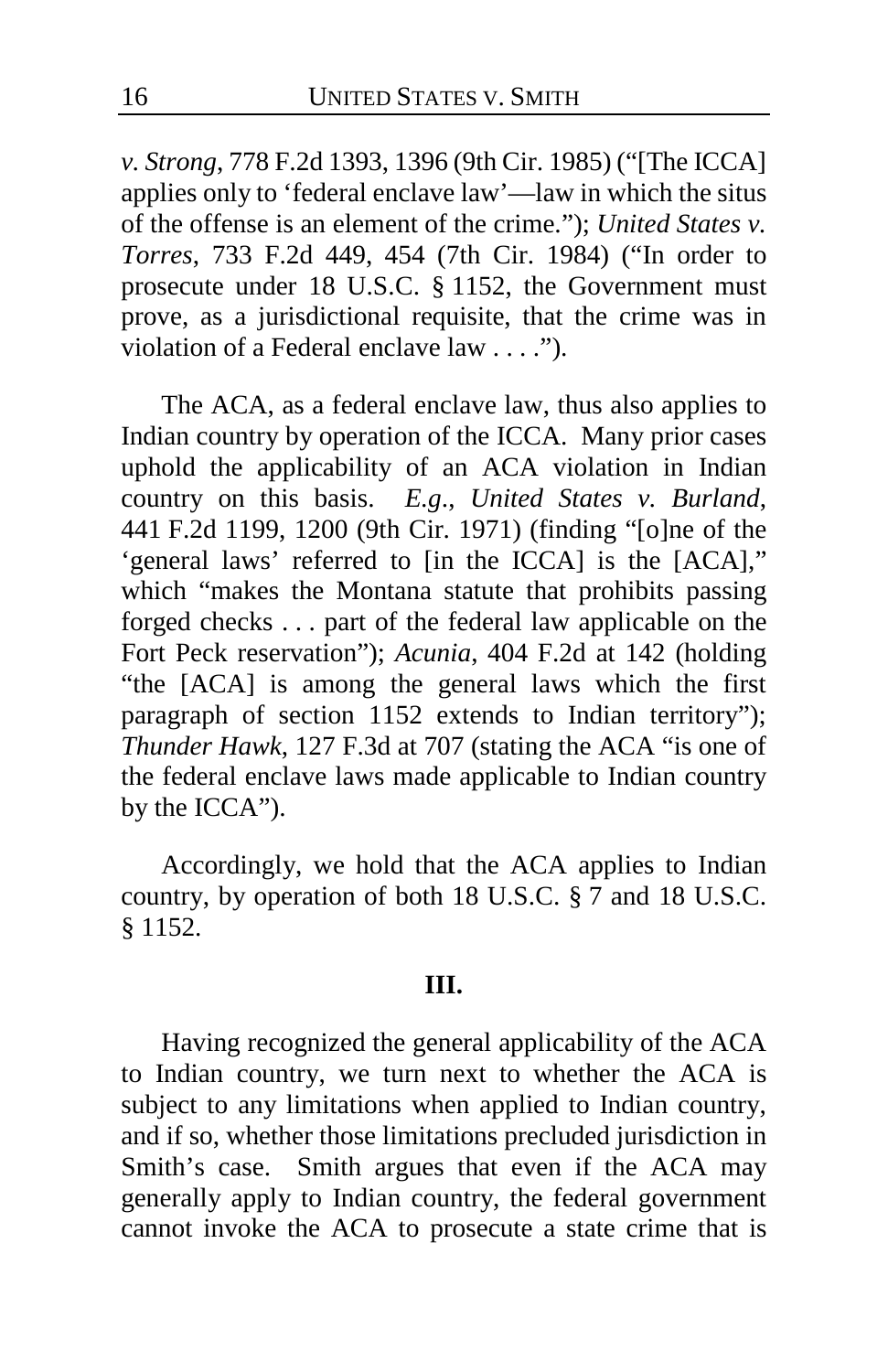*v. Strong*, 778 F.2d 1393, 1396 (9th Cir. 1985) ("[The ICCA] applies only to 'federal enclave law'—law in which the situs of the offense is an element of the crime."); *United States v. Torres*, 733 F.2d 449, 454 (7th Cir. 1984) ("In order to prosecute under 18 U.S.C. § 1152, the Government must prove, as a jurisdictional requisite, that the crime was in violation of a Federal enclave law . . . .").

The ACA, as a federal enclave law, thus also applies to Indian country by operation of the ICCA. Many prior cases uphold the applicability of an ACA violation in Indian country on this basis. *E.g.*, *United States v. Burland*, 441 F.2d 1199, 1200 (9th Cir. 1971) (finding "[o]ne of the 'general laws' referred to [in the ICCA] is the [ACA]," which "makes the Montana statute that prohibits passing forged checks . . . part of the federal law applicable on the Fort Peck reservation"); *Acunia*, 404 F.2d at 142 (holding "the [ACA] is among the general laws which the first paragraph of section 1152 extends to Indian territory"); *Thunder Hawk*, 127 F.3d at 707 (stating the ACA "is one of the federal enclave laws made applicable to Indian country by the ICCA").

Accordingly, we hold that the ACA applies to Indian country, by operation of both 18 U.S.C. § 7 and 18 U.S.C. § 1152.

## III.

Having recognized the general applicability of the ACA to Indian country, we turn next to whether the ACA is subject to any limitations when applied to Indian country, and if so, whether those limitations precluded jurisdiction in Smith's case. Smith argues that even if the ACA may generally apply to Indian country, the federal government cannot invoke the ACA to prosecute a state crime that is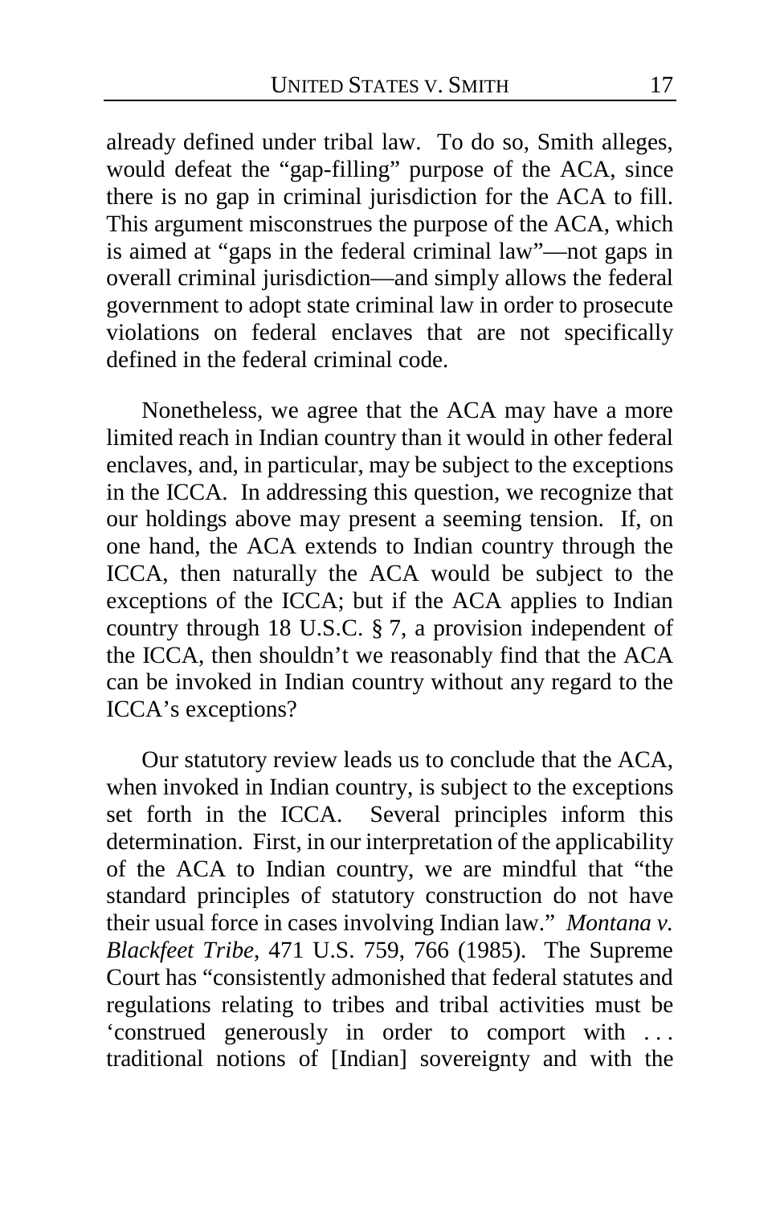already defined under tribal law. To do so, Smith alleges, would defeat the "gap-filling" purpose of the ACA, since there is no gap in criminal jurisdiction for the ACA to fill. This argument misconstrues the purpose of the ACA, which is aimed at "gaps in the federal criminal law"—not gaps in overall criminal jurisdiction—and simply allows the federal government to adopt state criminal law in order to prosecute violations on federal enclaves that are not specifically defined in the federal criminal code.

Nonetheless, we agree that the ACA may have a more limited reach in Indian country than it would in other federal enclaves, and, in particular, may be subject to the exceptions in the ICCA. In addressing this question, we recognize that our holdings above may present a seeming tension. If, on one hand, the ACA extends to Indian country through the ICCA, then naturally the ACA would be subject to the exceptions of the ICCA; but if the ACA applies to Indian country through 18 U.S.C. § 7, a provision independent of the ICCA, then shouldn't we reasonably find that the ACA can be invoked in Indian country without any regard to the ICCA's exceptions?

Our statutory review leads us to conclude that the ACA, when invoked in Indian country, is subject to the exceptions set forth in the ICCA. Several principles inform this determination. First, in our interpretation of the applicability of the ACA to Indian country, we are mindful that "the standard principles of statutory construction do not have their usual force in cases involving Indian law." *Montana v. Blackfeet Tribe*, 471 U.S. 759, 766 (1985). The Supreme Court has "consistently admonished that federal statutes and regulations relating to tribes and tribal activities must be 'construed generously in order to comport with . . . traditional notions of [Indian] sovereignty and with the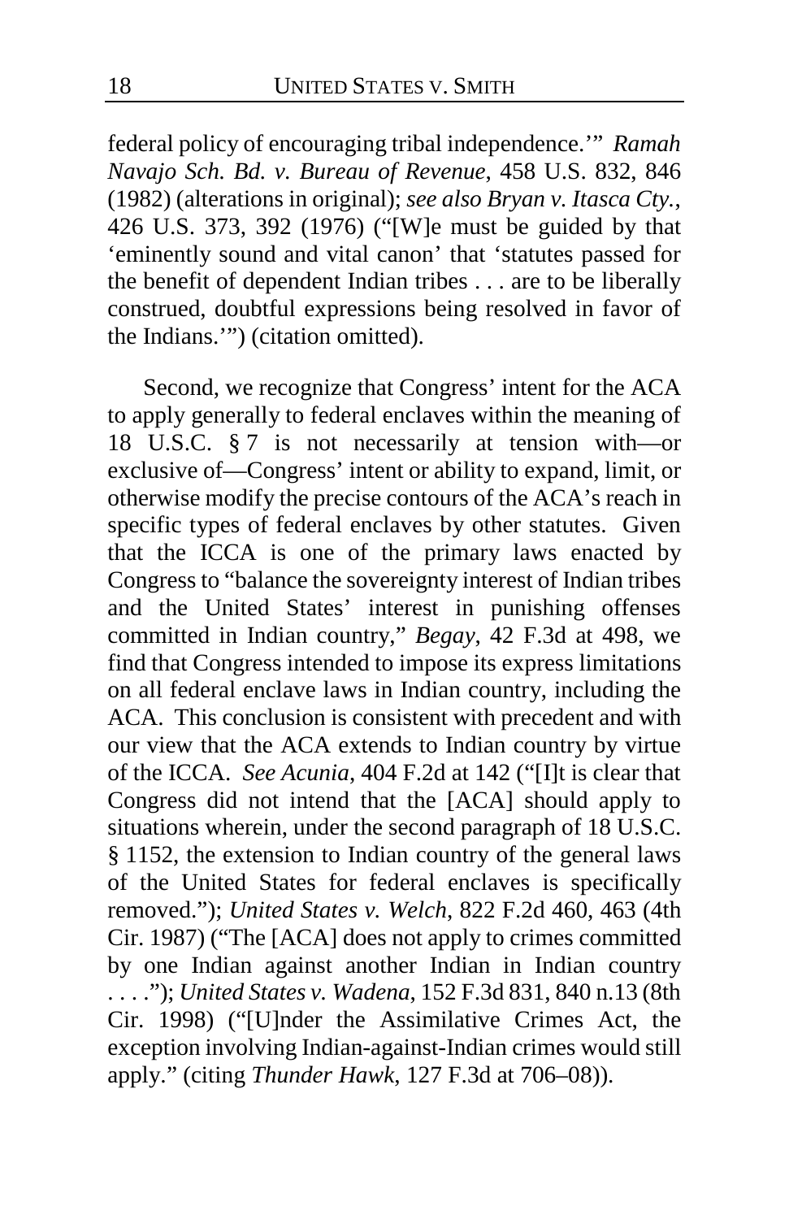federal policy of encouraging tribal independence.'" *Ramah Navajo Sch. Bd. v. Bureau of Revenue*, 458 U.S. 832, 846 (1982) (alterations in original); *see also Bryan v. Itasca Cty.*, 426 U.S. 373, 392 (1976) ("[W]e must be guided by that 'eminently sound and vital canon' that 'statutes passed for the benefit of dependent Indian tribes . . . are to be liberally construed, doubtful expressions being resolved in favor of the Indians.'") (citation omitted).

Second, we recognize that Congress' intent for the ACA to apply generally to federal enclaves within the meaning of 18 U.S.C. § 7 is not necessarily at tension with—or exclusive of—Congress' intent or ability to expand, limit, or otherwise modify the precise contours of the ACA's reach in specific types of federal enclaves by other statutes. Given that the ICCA is one of the primary laws enacted by Congress to "balance the sovereignty interest of Indian tribes and the United States' interest in punishing offenses committed in Indian country," *Begay*, 42 F.3d at 498, we find that Congress intended to impose its express limitations on all federal enclave laws in Indian country, including the ACA. This conclusion is consistent with precedent and with our view that the ACA extends to Indian country by virtue of the ICCA. *See Acunia*, 404 F.2d at 142 ("[I]t is clear that Congress did not intend that the [ACA] should apply to situations wherein, under the second paragraph of 18 U.S.C. § 1152, the extension to Indian country of the general laws of the United States for federal enclaves is specifically removed."); *United States v. Welch*, 822 F.2d 460, 463 (4th Cir. 1987) ("The [ACA] does not apply to crimes committed by one Indian against another Indian in Indian country . . . ."); *United States v. Wadena*, 152 F.3d 831, 840 n.13 (8th Cir. 1998) ("[U]nder the Assimilative Crimes Act, the exception involving Indian-against-Indian crimes would still apply." (citing *Thunder Hawk*, 127 F.3d at 706–08)).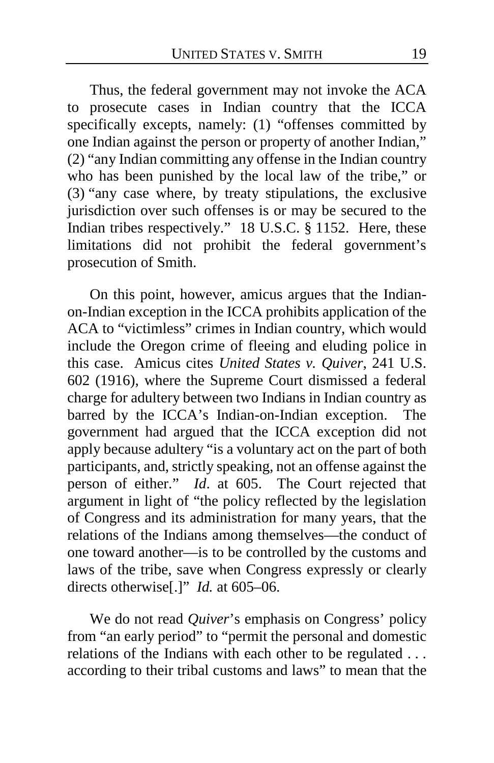Thus, the federal government may not invoke the ACA to prosecute cases in Indian country that the ICCA specifically excepts, namely: (1) "offenses committed by one Indian against the person or property of another Indian," (2) "any Indian committing any offense in the Indian country who has been punished by the local law of the tribe," or (3) "any case where, by treaty stipulations, the exclusive jurisdiction over such offenses is or may be secured to the Indian tribes respectively." 18 U.S.C. § 1152. Here, these limitations did not prohibit the federal government's prosecution of Smith.

On this point, however, amicus argues that the Indian-on-Indian exception in the ICCA prohibits application of the ACA to "victimless" crimes in Indian country, which would include the Oregon crime of fleeing and eluding police in this case. Amicus cites *United States v. Quiver*, 241 U.S. 602 (1916), where the Supreme Court dismissed a federal charge for adultery between two Indians in Indian country as barred by the ICCA's Indian-on-Indian exception. The government had argued that the ICCA exception did not apply because adultery "is a voluntary act on the part of both participants, and, strictly speaking, not an offense against the person of either." *Id*. at 605. The Court rejected that argument in light of "the policy reflected by the legislation of Congress and its administration for many years, that the relations of the Indians among themselves—the conduct of one toward another—is to be controlled by the customs and laws of the tribe, save when Congress expressly or clearly directs otherwise[.]" *Id.* at 605–06.

We do not read *Quiver*'s emphasis on Congress' policy from "an early period" to "permit the personal and domestic relations of the Indians with each other to be regulated . . . according to their tribal customs and laws" to mean that the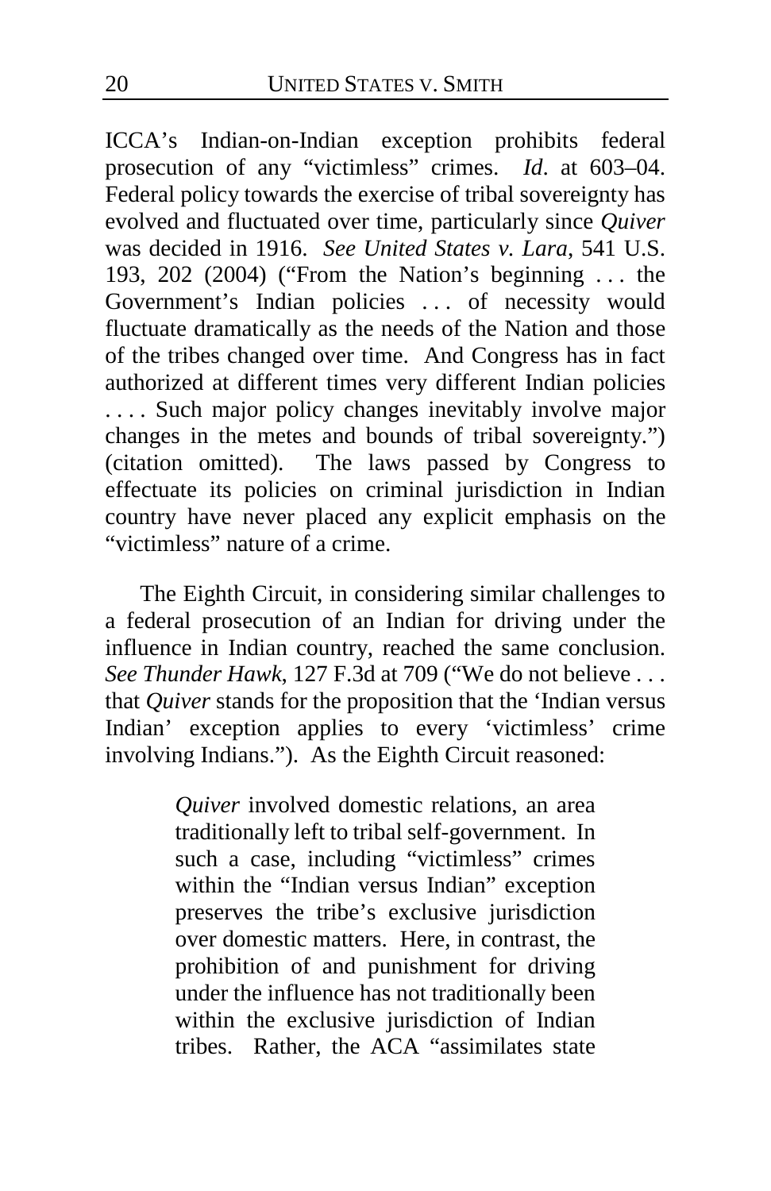ICCA's Indian-on-Indian exception prohibits federal prosecution of any "victimless" crimes. *Id*. at 603–04. Federal policy towards the exercise of tribal sovereignty has evolved and fluctuated over time, particularly since *Quiver* was decided in 1916. *See United States v. Lara*, 541 U.S. 193, 202 (2004) ("From the Nation's beginning . . . the Government's Indian policies . . . of necessity would fluctuate dramatically as the needs of the Nation and those of the tribes changed over time. And Congress has in fact authorized at different times very different Indian policies . . . . Such major policy changes inevitably involve major changes in the metes and bounds of tribal sovereignty.") (citation omitted). The laws passed by Congress to effectuate its policies on criminal jurisdiction in Indian country have never placed any explicit emphasis on the "victimless" nature of a crime.

The Eighth Circuit, in considering similar challenges to a federal prosecution of an Indian for driving under the influence in Indian country, reached the same conclusion. *See Thunder Hawk*, 127 F.3d at 709 ("We do not believe . . . that *Quiver* stands for the proposition that the 'Indian versus Indian' exception applies to every 'victimless' crime involving Indians."). As the Eighth Circuit reasoned:

> *Quiver* involved domestic relations, an area traditionally left to tribal self-government. In such a case, including "victimless" crimes within the "Indian versus Indian" exception preserves the tribe's exclusive jurisdiction over domestic matters. Here, in contrast, the prohibition of and punishment for driving under the influence has not traditionally been within the exclusive jurisdiction of Indian tribes. Rather, the ACA "assimilates state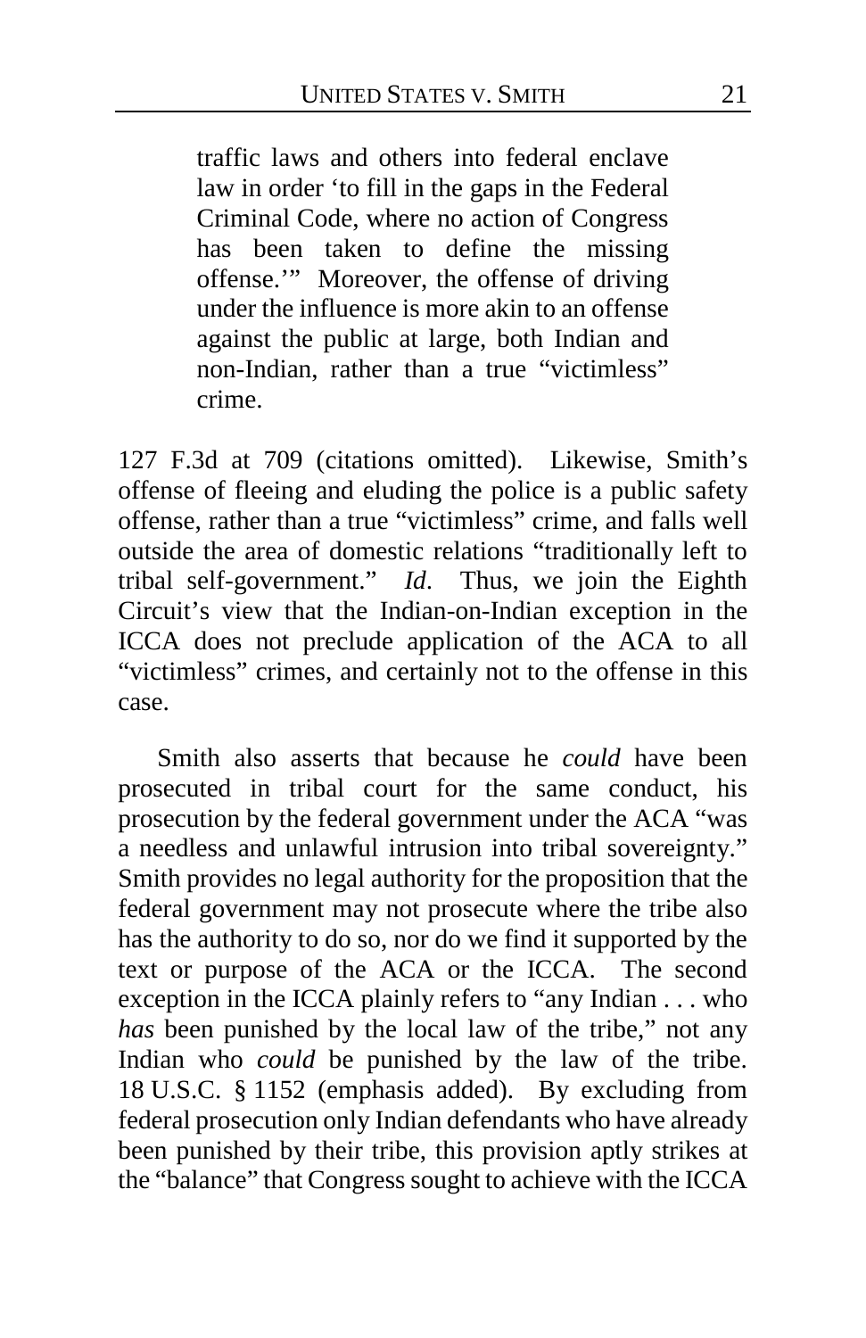> traffic laws and others into federal enclave law in order 'to fill in the gaps in the Federal Criminal Code, where no action of Congress has been taken to define the missing offense.'" Moreover, the offense of driving under the influence is more akin to an offense against the public at large, both Indian and non-Indian, rather than a true "victimless" crime.

127 F.3d at 709 (citations omitted). Likewise, Smith's offense of fleeing and eluding the police is a public safety offense, rather than a true "victimless" crime, and falls well outside the area of domestic relations "traditionally left to tribal self-government." *Id*. Thus, we join the Eighth Circuit's view that the Indian-on-Indian exception in the ICCA does not preclude application of the ACA to all "victimless" crimes, and certainly not to the offense in this case.

Smith also asserts that because he *could* have been prosecuted in tribal court for the same conduct, his prosecution by the federal government under the ACA "was a needless and unlawful intrusion into tribal sovereignty." Smith provides no legal authority for the proposition that the federal government may not prosecute where the tribe also has the authority to do so, nor do we find it supported by the text or purpose of the ACA or the ICCA. The second exception in the ICCA plainly refers to "any Indian . . . who *has* been punished by the local law of the tribe," not any Indian who *could* be punished by the law of the tribe. 18 U.S.C. § 1152 (emphasis added). By excluding from federal prosecution only Indian defendants who have already been punished by their tribe, this provision aptly strikes at the "balance" that Congress sought to achieve with the ICCA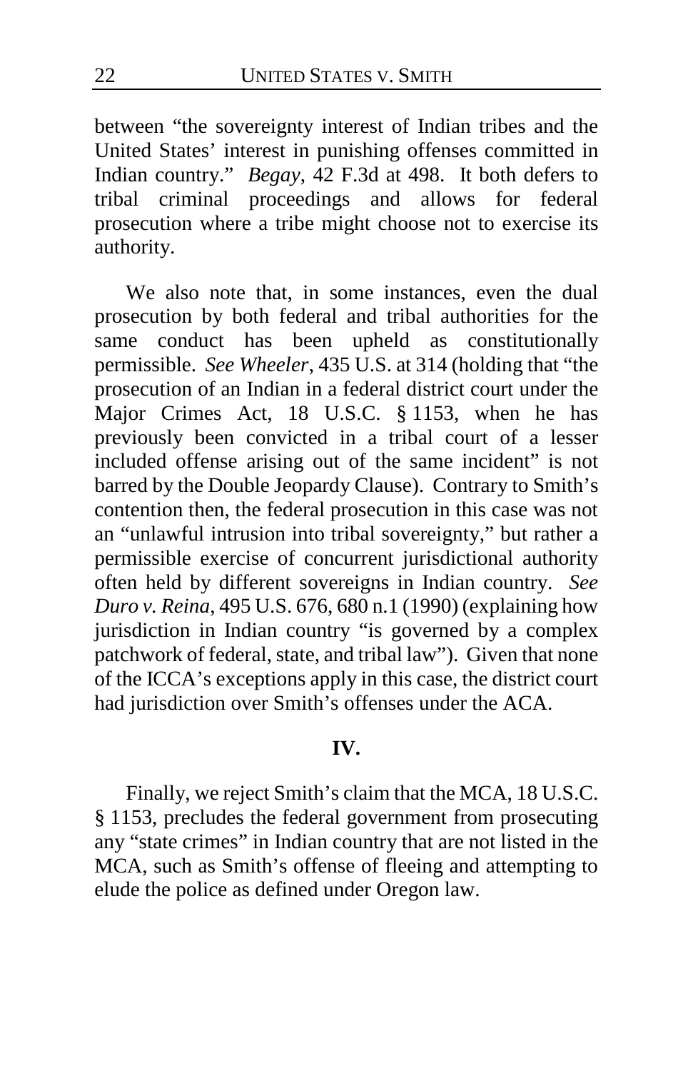between "the sovereignty interest of Indian tribes and the United States' interest in punishing offenses committed in Indian country." *Begay*, 42 F.3d at 498. It both defers to tribal criminal proceedings and allows for federal prosecution where a tribe might choose not to exercise its authority.

We also note that, in some instances, even the dual prosecution by both federal and tribal authorities for the same conduct has been upheld as constitutionally permissible. *See Wheeler*, 435 U.S. at 314 (holding that "the prosecution of an Indian in a federal district court under the Major Crimes Act, 18 U.S.C. § 1153, when he has previously been convicted in a tribal court of a lesser included offense arising out of the same incident" is not barred by the Double Jeopardy Clause). Contrary to Smith's contention then, the federal prosecution in this case was not an "unlawful intrusion into tribal sovereignty," but rather a permissible exercise of concurrent jurisdictional authority often held by different sovereigns in Indian country. *See Duro v. Reina*, 495 U.S. 676, 680 n.1 (1990) (explaining how jurisdiction in Indian country "is governed by a complex patchwork of federal, state, and tribal law"). Given that none of the ICCA's exceptions apply in this case, the district court had jurisdiction over Smith's offenses under the ACA.

## IV.

Finally, we reject Smith's claim that the MCA, 18 U.S.C. § 1153, precludes the federal government from prosecuting any "state crimes" in Indian country that are not listed in the MCA, such as Smith's offense of fleeing and attempting to elude the police as defined under Oregon law.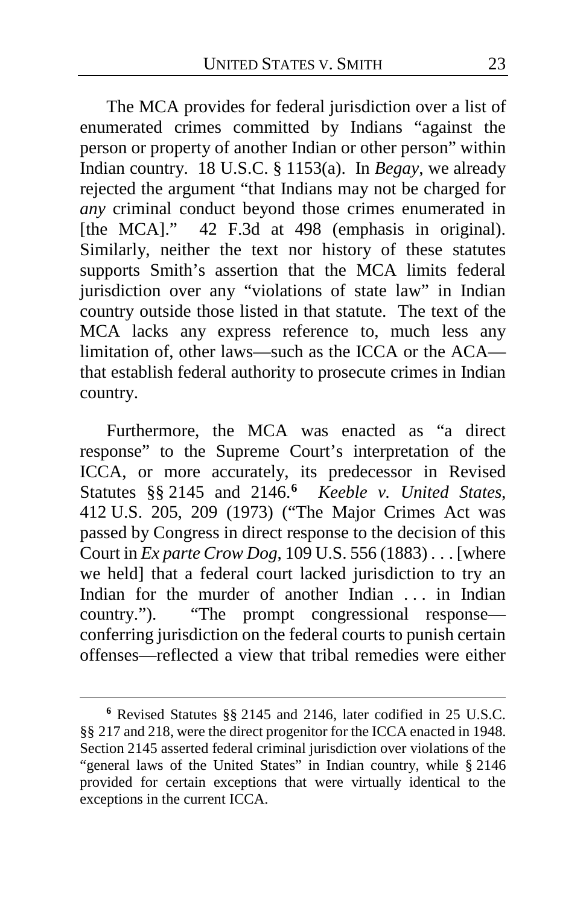The MCA provides for federal jurisdiction over a list of enumerated crimes committed by Indians "against the person or property of another Indian or other person" within Indian country. 18 U.S.C. § 1153(a). In *Begay*, we already rejected the argument "that Indians may not be charged for *any* criminal conduct beyond those crimes enumerated in [the MCA]." 42 F.3d at 498 (emphasis in original). Similarly, neither the text nor history of these statutes supports Smith's assertion that the MCA limits federal jurisdiction over any "violations of state law" in Indian country outside those listed in that statute. The text of the MCA lacks any express reference to, much less any limitation of, other laws—such as the ICCA or the ACA—that establish federal authority to prosecute crimes in Indian country.

Furthermore, the MCA was enacted as "a direct response" to the Supreme Court's interpretation of the ICCA, or more accurately, its predecessor in Revised Statutes §§ 2145 and 2146.[6] *Keeble v. United States*, 412 U.S. 205, 209 (1973) ("The Major Crimes Act was passed by Congress in direct response to the decision of this Court in *Ex parte Crow Dog*, 109 U.S. 556 (1883) . . . [where we held] that a federal court lacked jurisdiction to try an Indian for the murder of another Indian . . . in Indian country."). "The prompt congressional response—conferring jurisdiction on the federal courts to punish certain offenses—reflected a view that tribal remedies were either

---

[6] Revised Statutes §§ 2145 and 2146, later codified in 25 U.S.C. §§ 217 and 218, were the direct progenitor for the ICCA enacted in 1948. Section 2145 asserted federal criminal jurisdiction over violations of the "general laws of the United States" in Indian country, while § 2146 provided for certain exceptions that were virtually identical to the exceptions in the current ICCA.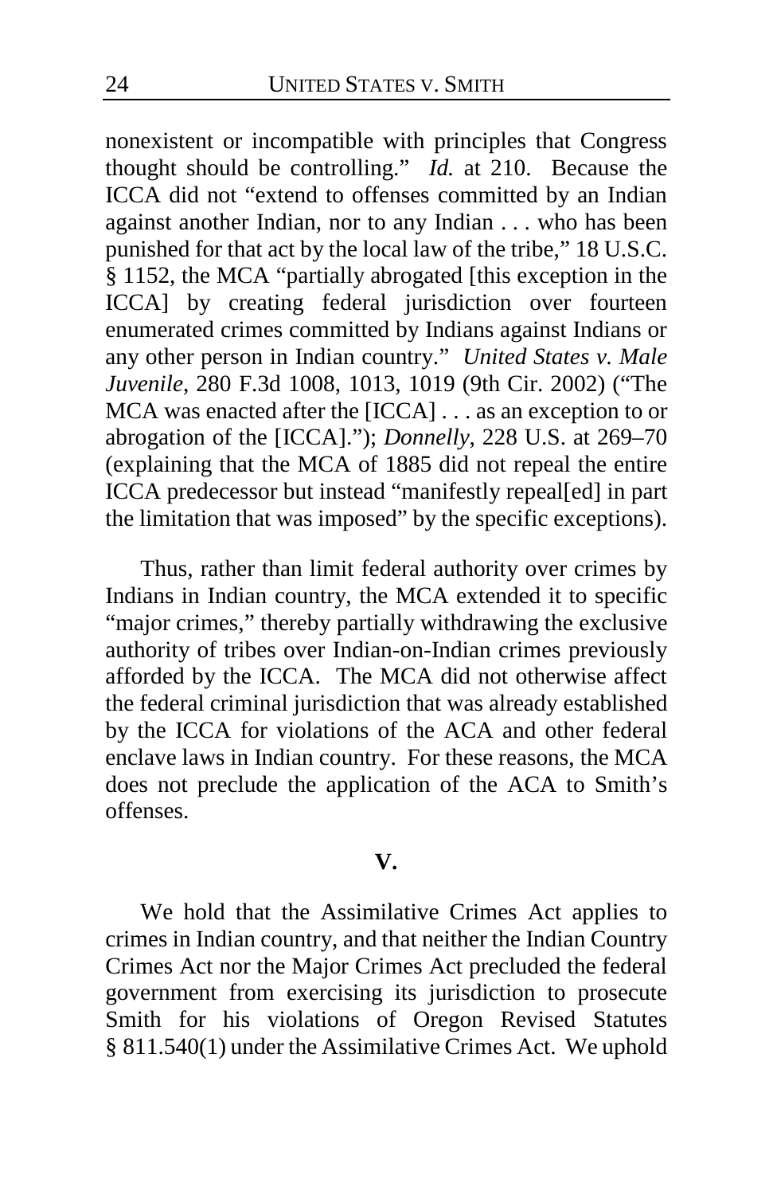nonexistent or incompatible with principles that Congress thought should be controlling." *Id.* at 210. Because the ICCA did not "extend to offenses committed by an Indian against another Indian, nor to any Indian . . . who has been punished for that act by the local law of the tribe," 18 U.S.C. § 1152, the MCA "partially abrogated [this exception in the ICCA] by creating federal jurisdiction over fourteen enumerated crimes committed by Indians against Indians or any other person in Indian country." *United States v. Male Juvenile*, 280 F.3d 1008, 1013, 1019 (9th Cir. 2002) ("The MCA was enacted after the [ICCA] . . . as an exception to or abrogation of the [ICCA]."); *Donnelly*, 228 U.S. at 269–70 (explaining that the MCA of 1885 did not repeal the entire ICCA predecessor but instead "manifestly repeal[ed] in part the limitation that was imposed" by the specific exceptions).

Thus, rather than limit federal authority over crimes by Indians in Indian country, the MCA extended it to specific "major crimes," thereby partially withdrawing the exclusive authority of tribes over Indian-on-Indian crimes previously afforded by the ICCA. The MCA did not otherwise affect the federal criminal jurisdiction that was already established by the ICCA for violations of the ACA and other federal enclave laws in Indian country. For these reasons, the MCA does not preclude the application of the ACA to Smith's offenses.

## V.

We hold that the Assimilative Crimes Act applies to crimes in Indian country, and that neither the Indian Country Crimes Act nor the Major Crimes Act precluded the federal government from exercising its jurisdiction to prosecute Smith for his violations of Oregon Revised Statutes § 811.540(1) under the Assimilative Crimes Act. We uphold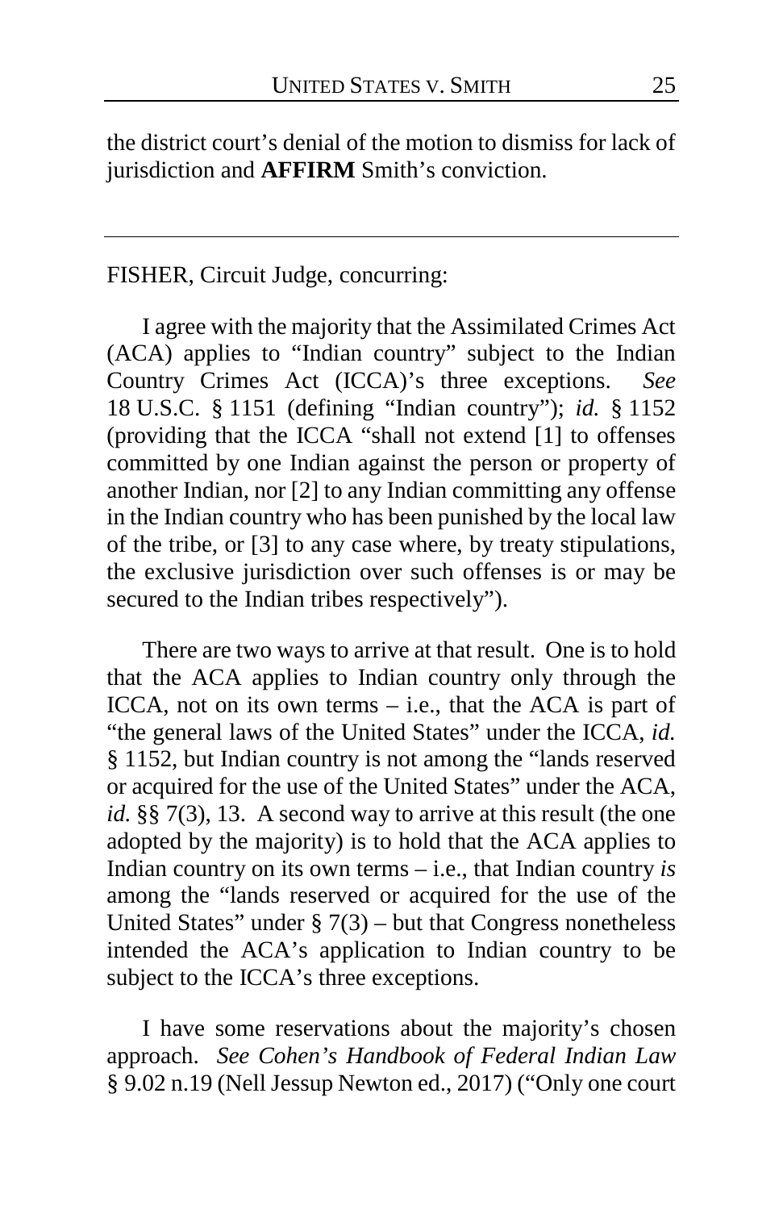the district court's denial of the motion to dismiss for lack of jurisdiction and **AFFIRM** Smith's conviction.

---

FISHER, Circuit Judge, concurring:

I agree with the majority that the Assimilated Crimes Act (ACA) applies to "Indian country" subject to the Indian Country Crimes Act (ICCA)'s three exceptions. *See* 18 U.S.C. § 1151 (defining "Indian country"); *id.* § 1152 (providing that the ICCA "shall not extend [1] to offenses committed by one Indian against the person or property of another Indian, nor [2] to any Indian committing any offense in the Indian country who has been punished by the local law of the tribe, or [3] to any case where, by treaty stipulations, the exclusive jurisdiction over such offenses is or may be secured to the Indian tribes respectively").

There are two ways to arrive at that result. One is to hold that the ACA applies to Indian country only through the ICCA, not on its own terms – i.e., that the ACA is part of "the general laws of the United States" under the ICCA, *id.* § 1152, but Indian country is not among the "lands reserved or acquired for the use of the United States" under the ACA, *id.* §§ 7(3), 13. A second way to arrive at this result (the one adopted by the majority) is to hold that the ACA applies to Indian country on its own terms – i.e., that Indian country *is* among the "lands reserved or acquired for the use of the United States" under § 7(3) – but that Congress nonetheless intended the ACA's application to Indian country to be subject to the ICCA's three exceptions.

I have some reservations about the majority's chosen approach. *See Cohen's Handbook of Federal Indian Law* § 9.02 n.19 (Nell Jessup Newton ed., 2017) ("Only one court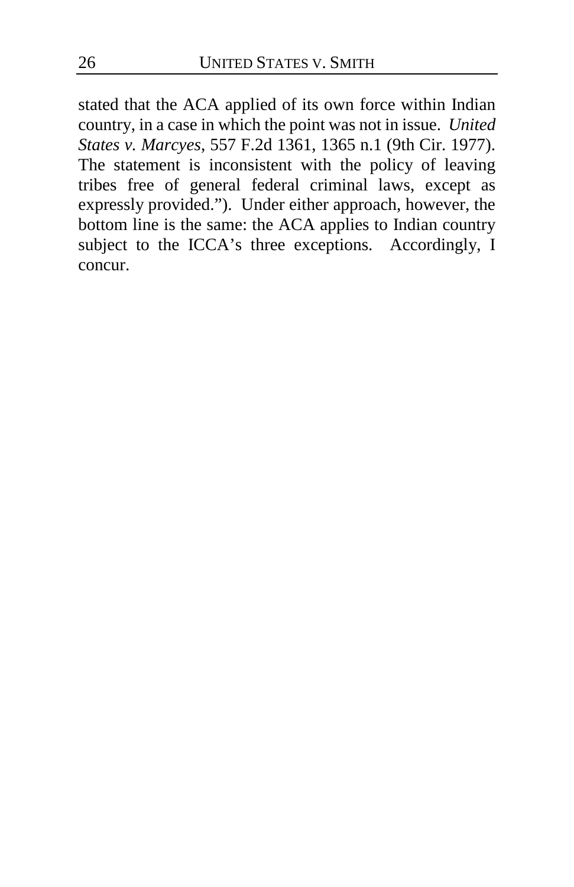stated that the ACA applied of its own force within Indian country, in a case in which the point was not in issue. *United States v. Marcyes*, 557 F.2d 1361, 1365 n.1 (9th Cir. 1977). The statement is inconsistent with the policy of leaving tribes free of general federal criminal laws, except as expressly provided."). Under either approach, however, the bottom line is the same: the ACA applies to Indian country subject to the ICCA's three exceptions. Accordingly, I concur.